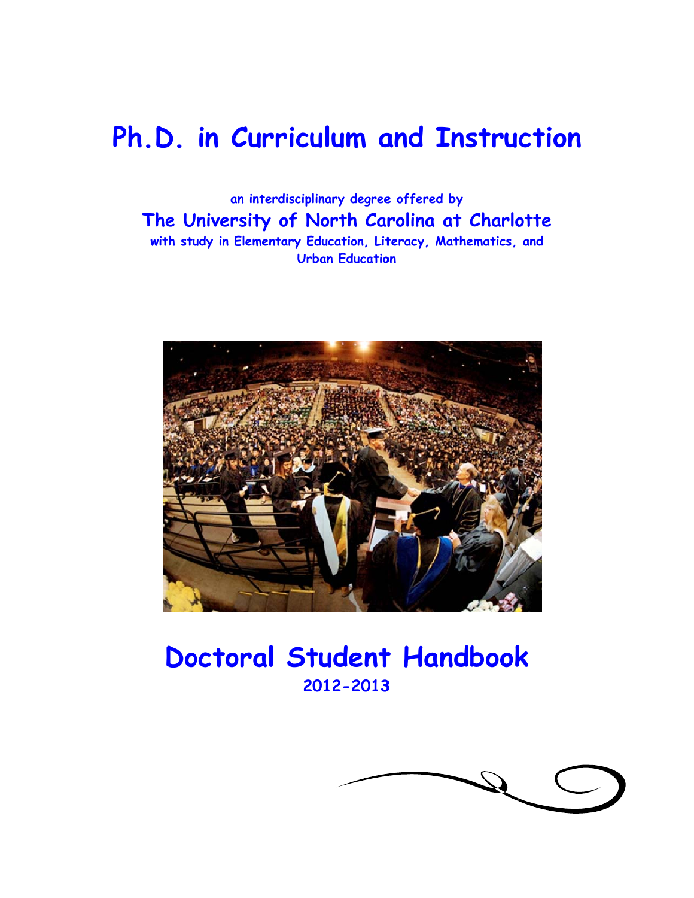# Ph.D. in Curriculum and Instruction

an interdisciplinary degree offered by

## The University of North Carolina at Charlotte

with study in Elementary Education, Literacy, Mathematics, and Urban Education

# Doctoral Student Handbook

**2012-2013**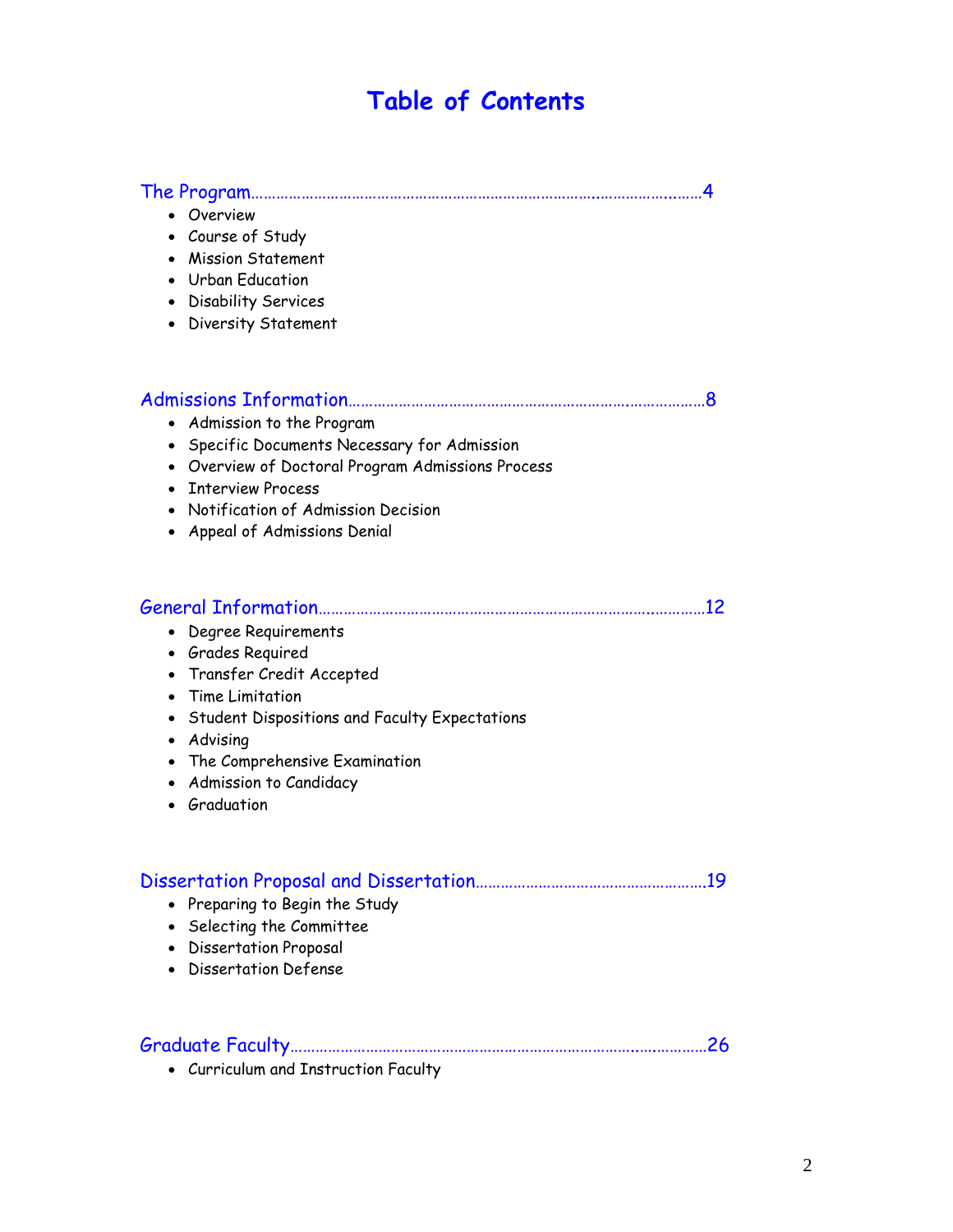# Table of Contents

The Program…………………………………………………………………………………………4

- Overview
- Course of Study
- Mission Statement
- Urban Education
- Disability Services
- Diversity Statement

Admissions Information………………………………………………………………………8

- Admission to the Program
- Specific Documents Necessary for Admission
- Overview of Doctoral Program Admissions Process
- Interview Process
- Notification of Admission Decision
- Appeal of Admissions Denial

General Information…………………………………………………………………………12

- Degree Requirements
- Grades Required
- Transfer Credit Accepted
- Time Limitation
- Student Dispositions and Faculty Expectations
- Advising
- The Comprehensive Examination
- Admission to Candidacy
- Graduation

Dissertation Proposal and Dissertation………………………………………………19

- Preparing to Begin the Study
- Selecting the Committee
- Dissertation Proposal
- Dissertation Defense

Graduate Faculty……………………………………………………………………………26

- Curriculum and Instruction Faculty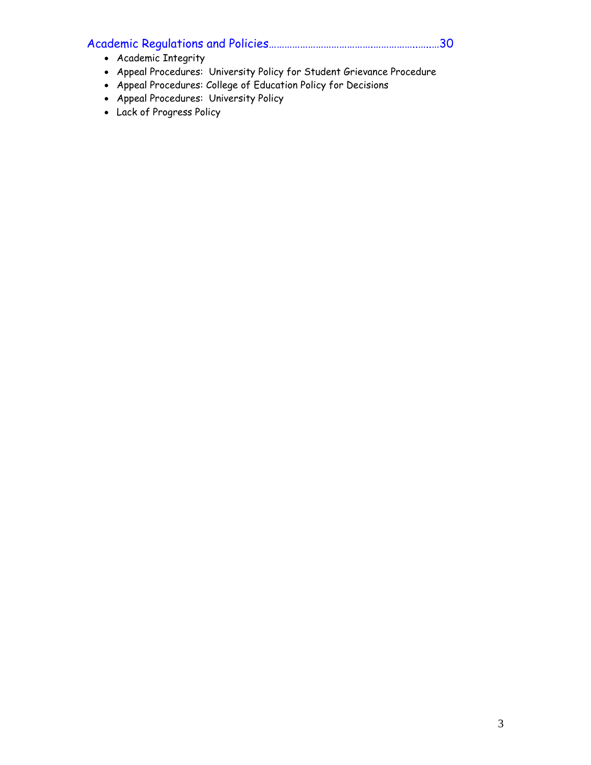Academic Regulations and Policies……………………………………………………..….…30

- Academic Integrity
- Appeal Procedures: University Policy for Student Grievance Procedure
- Appeal Procedures: College of Education Policy for Decisions
- Appeal Procedures: University Policy
- Lack of Progress Policy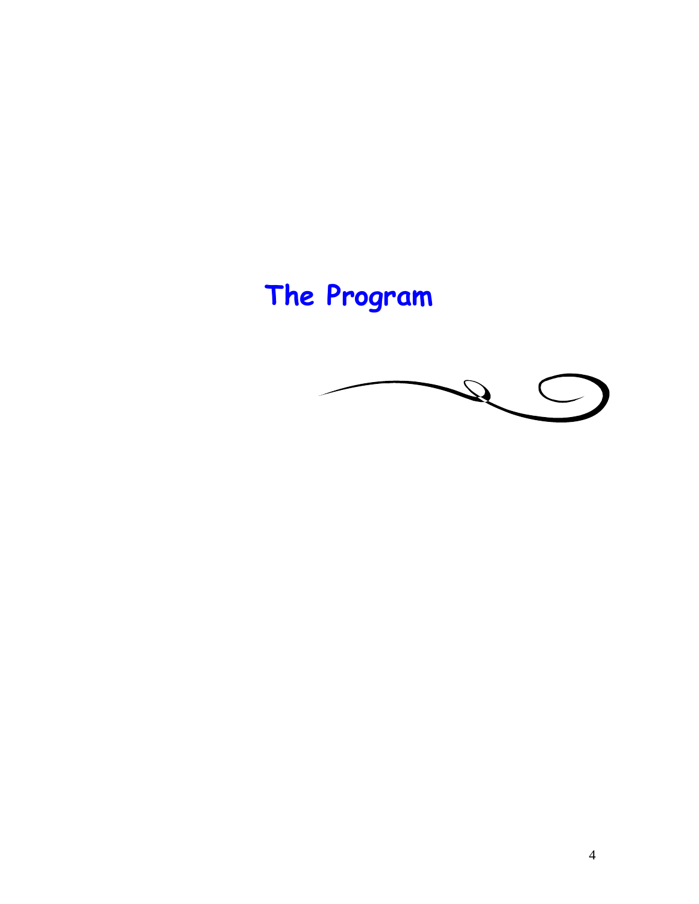# The Program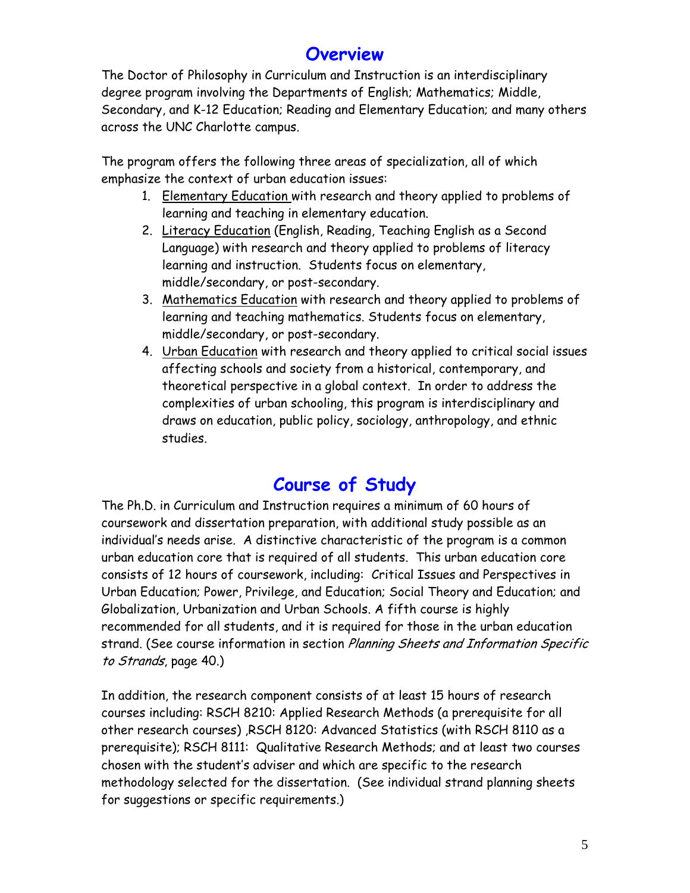## Overview

The Doctor of Philosophy in Curriculum and Instruction is an interdisciplinary degree program involving the Departments of English; Mathematics; Middle, Secondary, and K-12 Education; Reading and Elementary Education; and many others across the UNC Charlotte campus.

The program offers the following three areas of specialization, all of which emphasize the context of urban education issues:

1. Elementary Education with research and theory applied to problems of learning and teaching in elementary education.
2. Literacy Education (English, Reading, Teaching English as a Second Language) with research and theory applied to problems of literacy learning and instruction. Students focus on elementary, middle/secondary, or post-secondary.
3. Mathematics Education with research and theory applied to problems of learning and teaching mathematics. Students focus on elementary, middle/secondary, or post-secondary.
4. Urban Education with research and theory applied to critical social issues affecting schools and society from a historical, contemporary, and theoretical perspective in a global context. In order to address the complexities of urban schooling, this program is interdisciplinary and draws on education, public policy, sociology, anthropology, and ethnic studies.

## Course of Study

The Ph.D. in Curriculum and Instruction requires a minimum of 60 hours of coursework and dissertation preparation, with additional study possible as an individual's needs arise. A distinctive characteristic of the program is a common urban education core that is required of all students. This urban education core consists of 12 hours of coursework, including: Critical Issues and Perspectives in Urban Education; Power, Privilege, and Education; Social Theory and Education; and Globalization, Urbanization and Urban Schools. A fifth course is highly recommended for all students, and it is required for those in the urban education strand. (See course information in section *Planning Sheets and Information Specific to Strands*, page 40.)

In addition, the research component consists of at least 15 hours of research courses including: RSCH 8210: Applied Research Methods (a prerequisite for all other research courses) ,RSCH 8120: Advanced Statistics (with RSCH 8110 as a prerequisite); RSCH 8111: Qualitative Research Methods; and at least two courses chosen with the student's adviser and which are specific to the research methodology selected for the dissertation. (See individual strand planning sheets for suggestions or specific requirements.)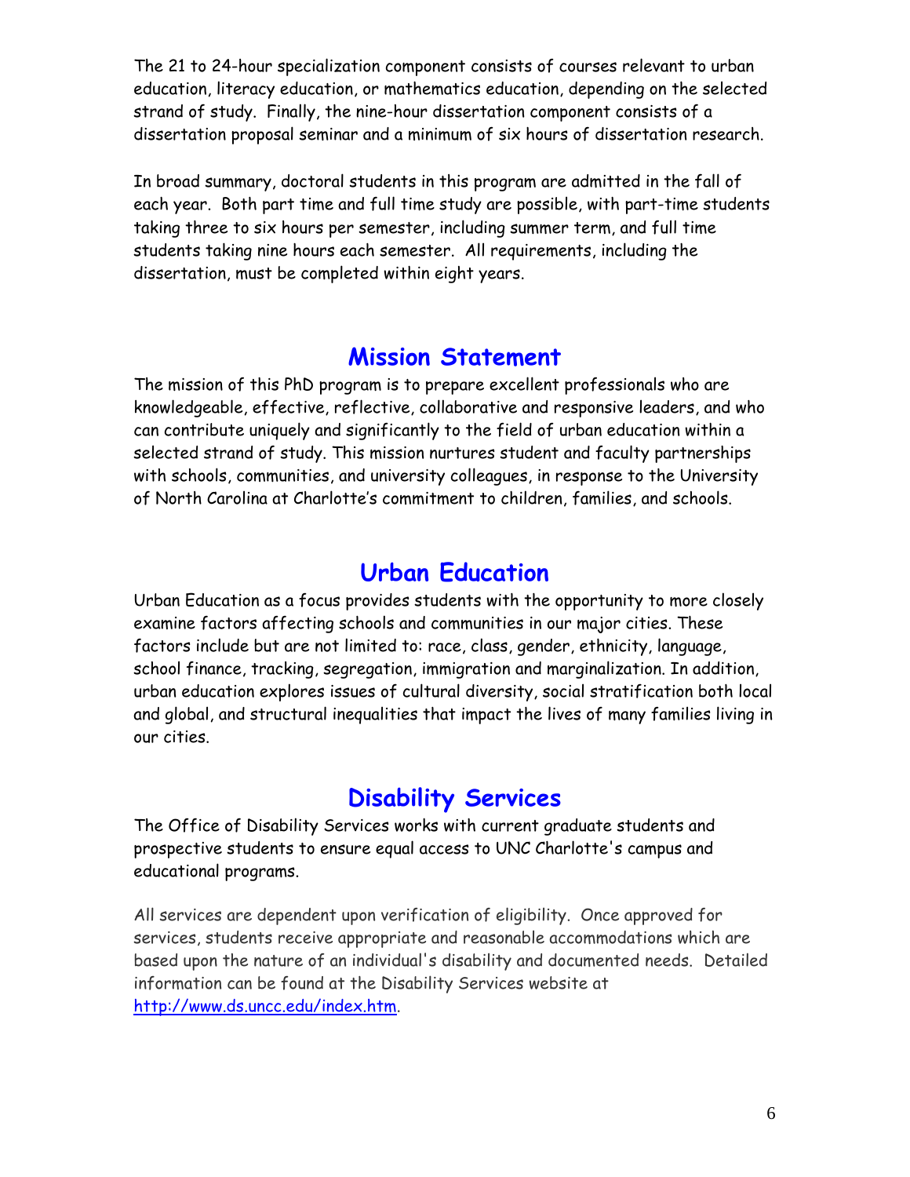The 21 to 24-hour specialization component consists of courses relevant to urban education, literacy education, or mathematics education, depending on the selected strand of study. Finally, the nine-hour dissertation component consists of a dissertation proposal seminar and a minimum of six hours of dissertation research.

In broad summary, doctoral students in this program are admitted in the fall of each year. Both part time and full time study are possible, with part-time students taking three to six hours per semester, including summer term, and full time students taking nine hours each semester. All requirements, including the dissertation, must be completed within eight years.

## Mission Statement

The mission of this PhD program is to prepare excellent professionals who are knowledgeable, effective, reflective, collaborative and responsive leaders, and who can contribute uniquely and significantly to the field of urban education within a selected strand of study. This mission nurtures student and faculty partnerships with schools, communities, and university colleagues, in response to the University of North Carolina at Charlotte's commitment to children, families, and schools.

## Urban Education

Urban Education as a focus provides students with the opportunity to more closely examine factors affecting schools and communities in our major cities. These factors include but are not limited to: race, class, gender, ethnicity, language, school finance, tracking, segregation, immigration and marginalization. In addition, urban education explores issues of cultural diversity, social stratification both local and global, and structural inequalities that impact the lives of many families living in our cities.

## Disability Services

The Office of Disability Services works with current graduate students and prospective students to ensure equal access to UNC Charlotte's campus and educational programs.

All services are dependent upon verification of eligibility. Once approved for services, students receive appropriate and reasonable accommodations which are based upon the nature of an individual's disability and documented needs. Detailed information can be found at the Disability Services website at [http://www.ds.uncc.edu/index.htm](http://www.ds.uncc.edu/index.htm).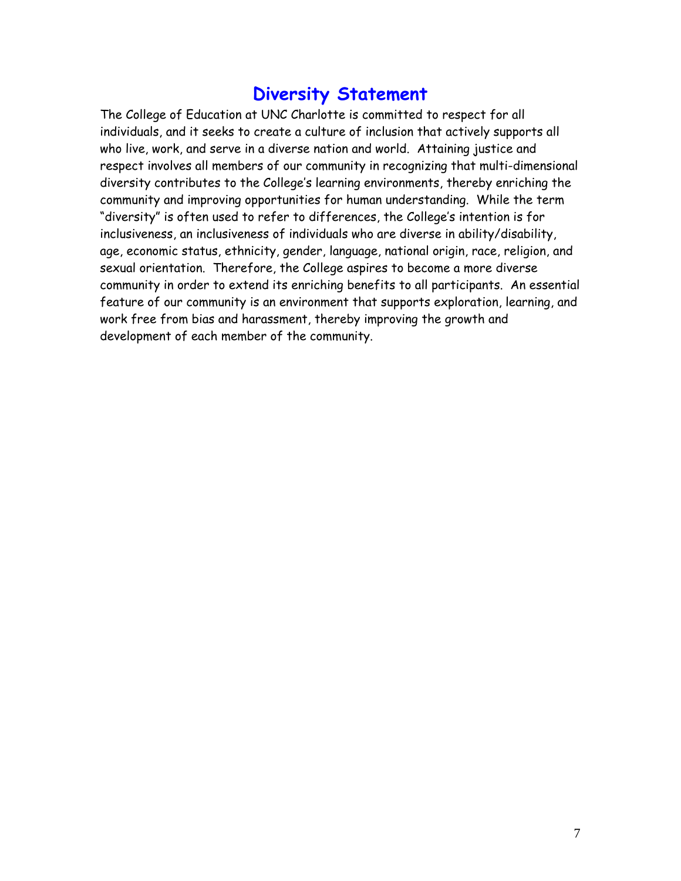# Diversity Statement

The College of Education at UNC Charlotte is committed to respect for all individuals, and it seeks to create a culture of inclusion that actively supports all who live, work, and serve in a diverse nation and world. Attaining justice and respect involves all members of our community in recognizing that multi-dimensional diversity contributes to the College's learning environments, thereby enriching the community and improving opportunities for human understanding. While the term "diversity" is often used to refer to differences, the College's intention is for inclusiveness, an inclusiveness of individuals who are diverse in ability/disability, age, economic status, ethnicity, gender, language, national origin, race, religion, and sexual orientation. Therefore, the College aspires to become a more diverse community in order to extend its enriching benefits to all participants. An essential feature of our community is an environment that supports exploration, learning, and work free from bias and harassment, thereby improving the growth and development of each member of the community.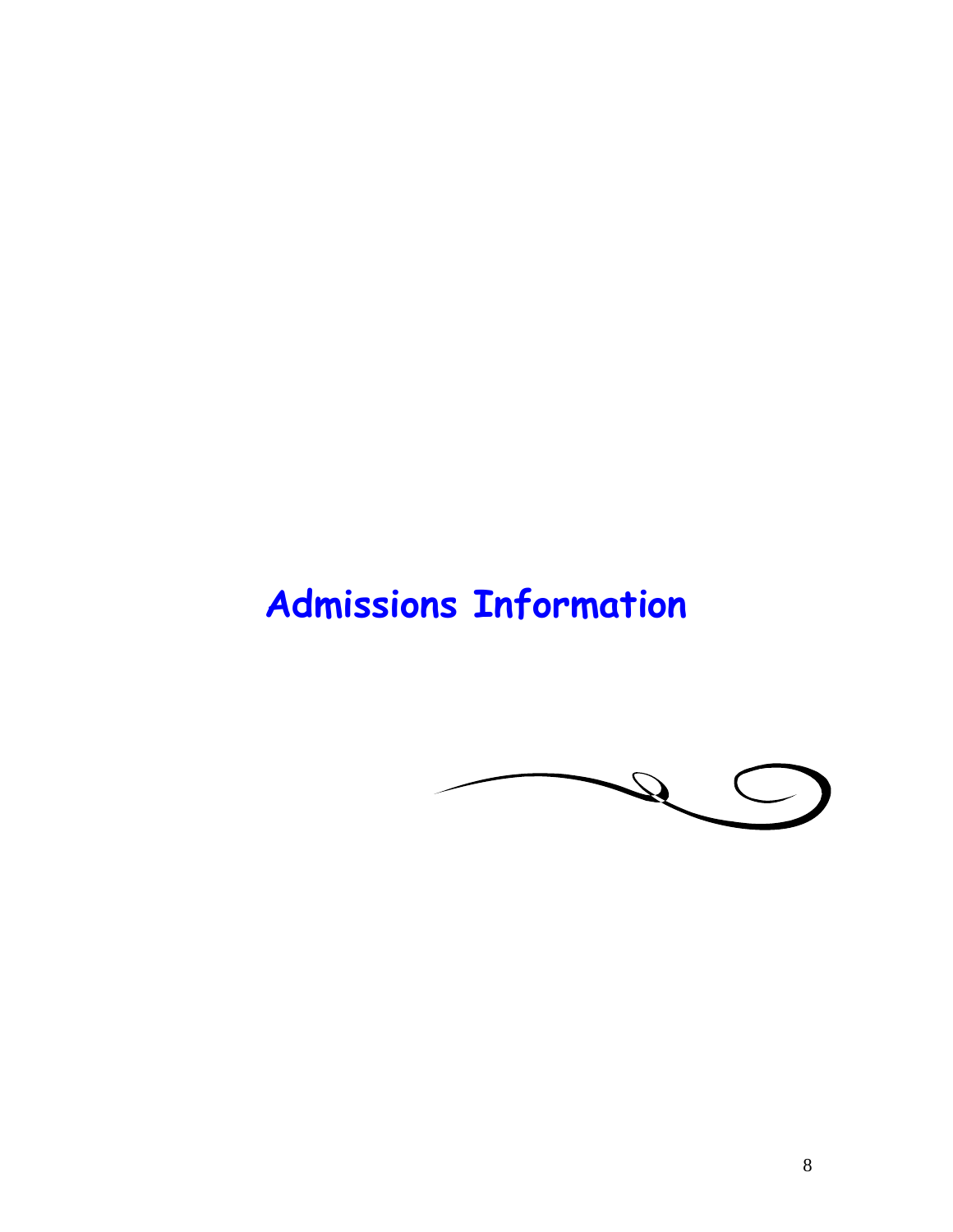# Admissions Information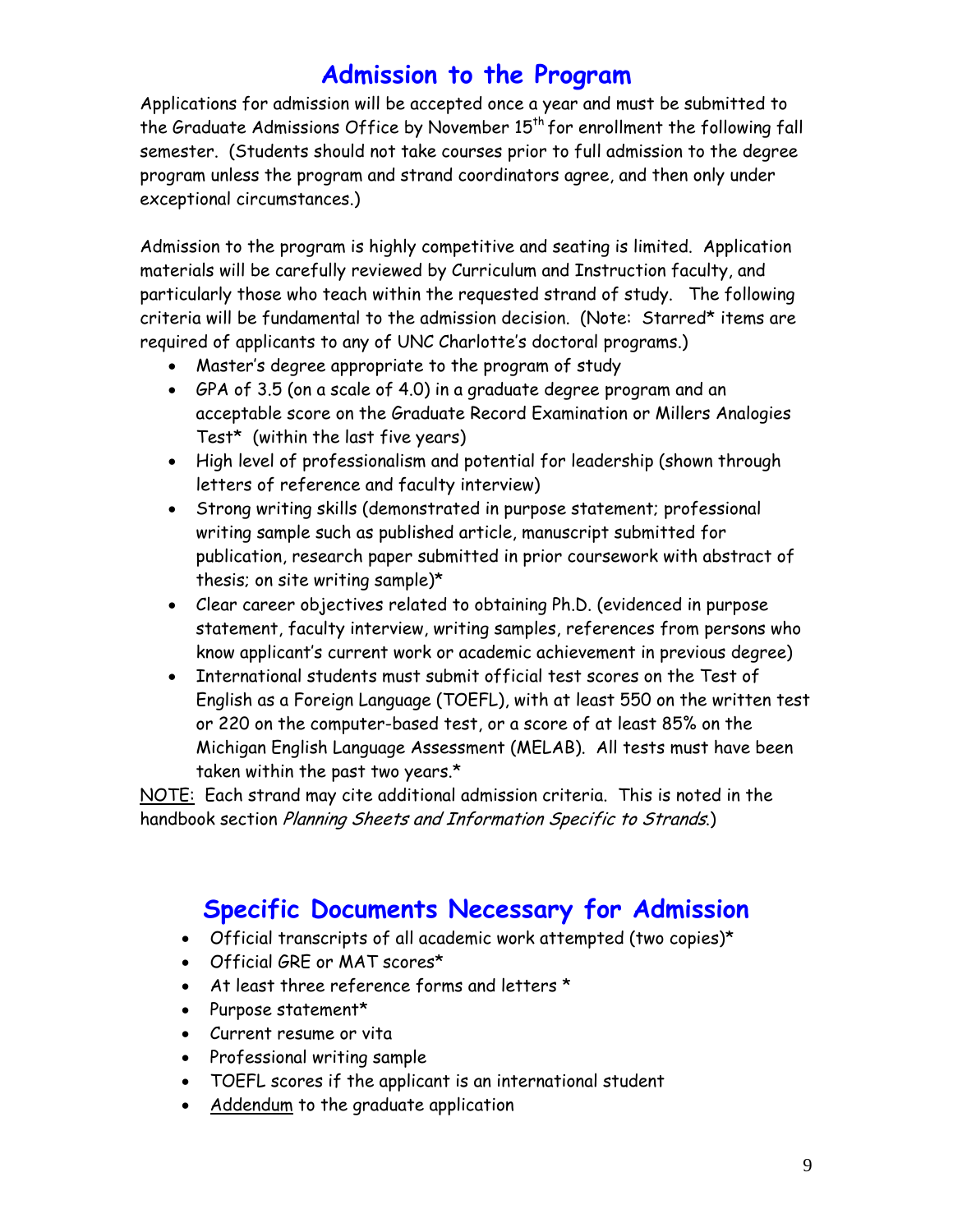# Admission to the Program

Applications for admission will be accepted once a year and must be submitted to the Graduate Admissions Office by November 15th for enrollment the following fall semester. (Students should not take courses prior to full admission to the degree program unless the program and strand coordinators agree, and then only under exceptional circumstances.)

Admission to the program is highly competitive and seating is limited. Application materials will be carefully reviewed by Curriculum and Instruction faculty, and particularly those who teach within the requested strand of study. The following criteria will be fundamental to the admission decision. (Note: Starred* items are required of applicants to any of UNC Charlotte's doctoral programs.)

- Master's degree appropriate to the program of study
- GPA of 3.5 (on a scale of 4.0) in a graduate degree program and an acceptable score on the Graduate Record Examination or Millers Analogies Test* (within the last five years)
- High level of professionalism and potential for leadership (shown through letters of reference and faculty interview)
- Strong writing skills (demonstrated in purpose statement; professional writing sample such as published article, manuscript submitted for publication, research paper submitted in prior coursework with abstract of thesis; on site writing sample)*
- Clear career objectives related to obtaining Ph.D. (evidenced in purpose statement, faculty interview, writing samples, references from persons who know applicant's current work or academic achievement in previous degree)
- International students must submit official test scores on the Test of English as a Foreign Language (TOEFL), with at least 550 on the written test or 220 on the computer-based test, or a score of at least 85% on the Michigan English Language Assessment (MELAB). All tests must have been taken within the past two years.*

NOTE: Each strand may cite additional admission criteria. This is noted in the handbook section *Planning Sheets and Information Specific to Strands*.)

# Specific Documents Necessary for Admission

- Official transcripts of all academic work attempted (two copies)*
- Official GRE or MAT scores*
- At least three reference forms and letters *
- Purpose statement*
- Current resume or vita
- Professional writing sample
- TOEFL scores if the applicant is an international student
- Addendum to the graduate application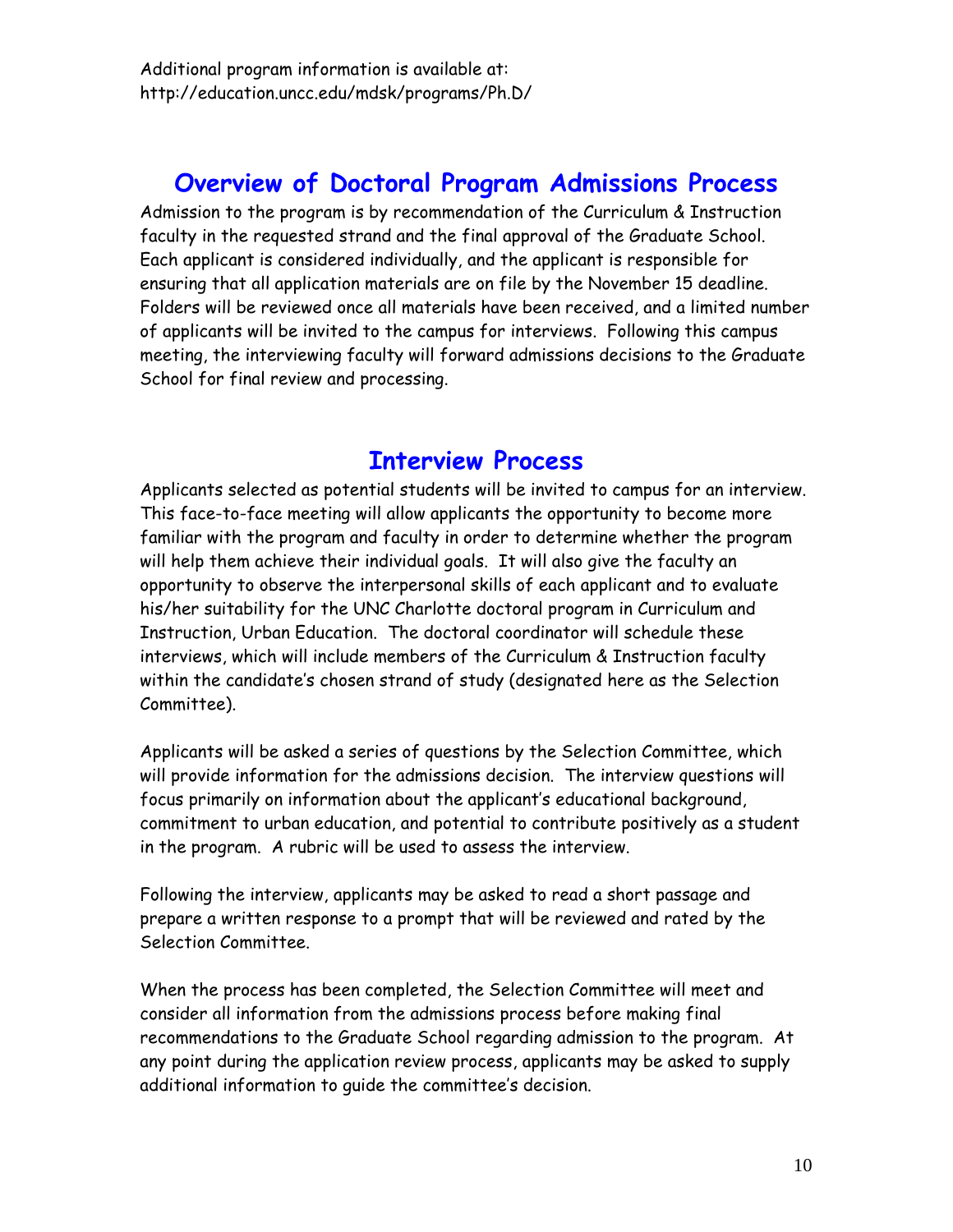Additional program information is available at:
http://education.uncc.edu/mdsk/programs/Ph.D/

## Overview of Doctoral Program Admissions Process

Admission to the program is by recommendation of the Curriculum & Instruction faculty in the requested strand and the final approval of the Graduate School. Each applicant is considered individually, and the applicant is responsible for ensuring that all application materials are on file by the November 15 deadline. Folders will be reviewed once all materials have been received, and a limited number of applicants will be invited to the campus for interviews. Following this campus meeting, the interviewing faculty will forward admissions decisions to the Graduate School for final review and processing.

## Interview Process

Applicants selected as potential students will be invited to campus for an interview. This face-to-face meeting will allow applicants the opportunity to become more familiar with the program and faculty in order to determine whether the program will help them achieve their individual goals. It will also give the faculty an opportunity to observe the interpersonal skills of each applicant and to evaluate his/her suitability for the UNC Charlotte doctoral program in Curriculum and Instruction, Urban Education. The doctoral coordinator will schedule these interviews, which will include members of the Curriculum & Instruction faculty within the candidate's chosen strand of study (designated here as the Selection Committee).

Applicants will be asked a series of questions by the Selection Committee, which will provide information for the admissions decision. The interview questions will focus primarily on information about the applicant's educational background, commitment to urban education, and potential to contribute positively as a student in the program. A rubric will be used to assess the interview.

Following the interview, applicants may be asked to read a short passage and prepare a written response to a prompt that will be reviewed and rated by the Selection Committee.

When the process has been completed, the Selection Committee will meet and consider all information from the admissions process before making final recommendations to the Graduate School regarding admission to the program. At any point during the application review process, applicants may be asked to supply additional information to guide the committee's decision.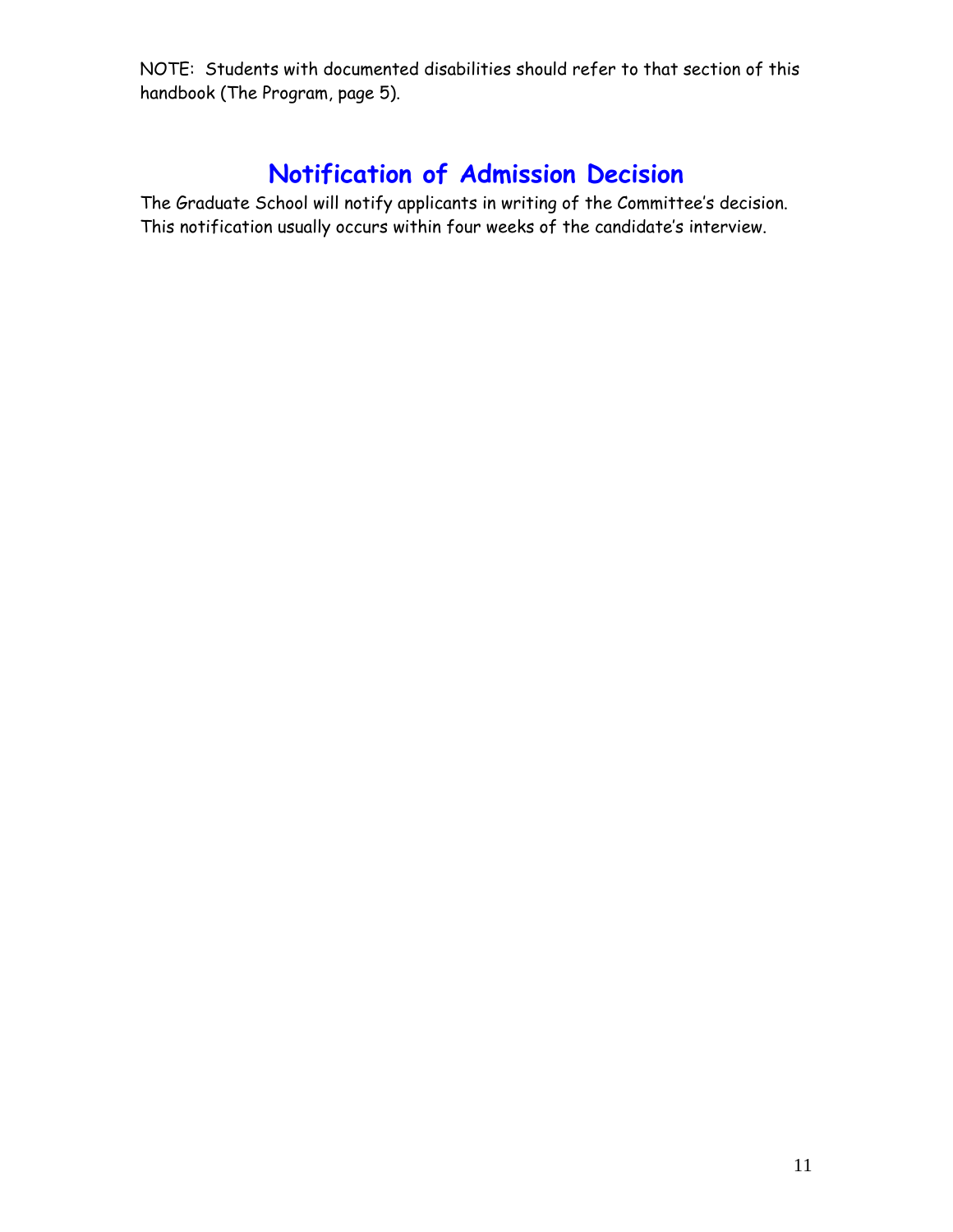NOTE: Students with documented disabilities should refer to that section of this handbook (The Program, page 5).

## Notification of Admission Decision

The Graduate School will notify applicants in writing of the Committee's decision. This notification usually occurs within four weeks of the candidate's interview.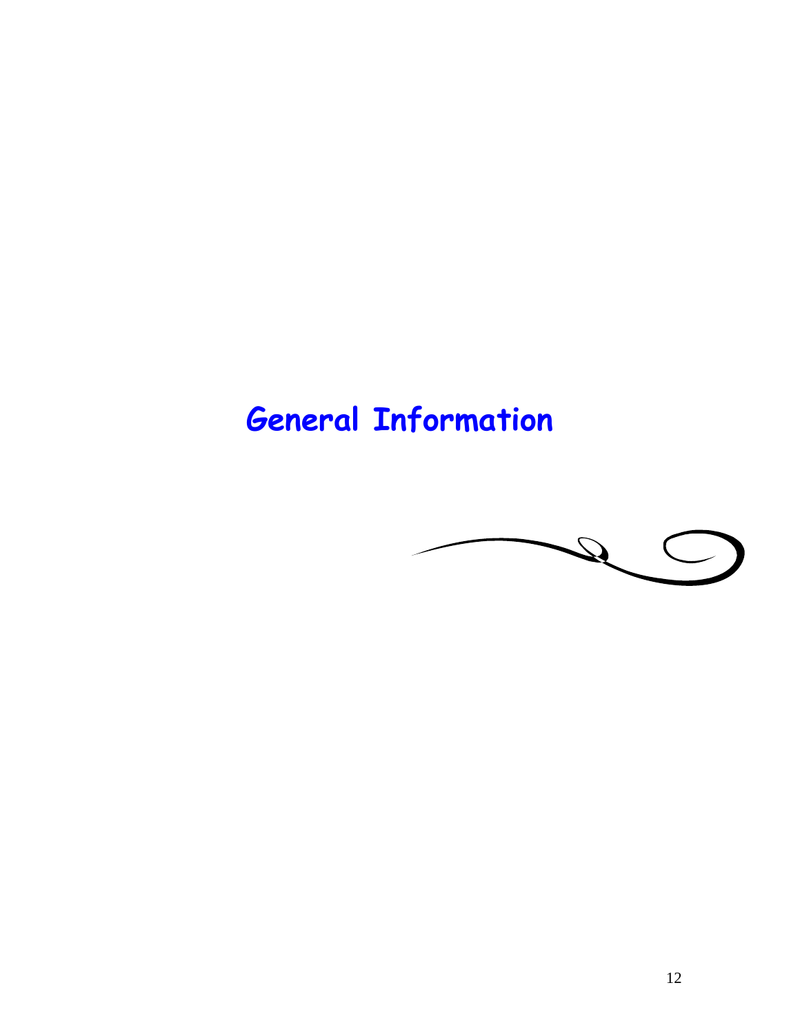# General Information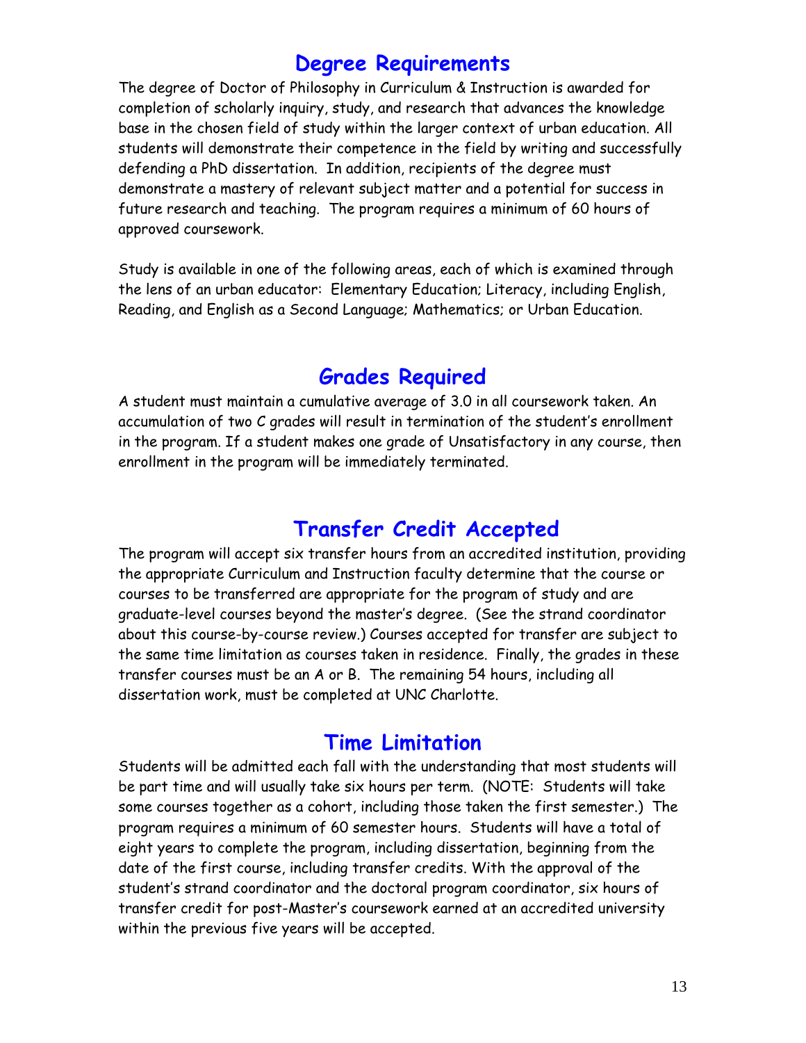## Degree Requirements

The degree of Doctor of Philosophy in Curriculum & Instruction is awarded for completion of scholarly inquiry, study, and research that advances the knowledge base in the chosen field of study within the larger context of urban education. All students will demonstrate their competence in the field by writing and successfully defending a PhD dissertation. In addition, recipients of the degree must demonstrate a mastery of relevant subject matter and a potential for success in future research and teaching. The program requires a minimum of 60 hours of approved coursework.

Study is available in one of the following areas, each of which is examined through the lens of an urban educator: Elementary Education; Literacy, including English, Reading, and English as a Second Language; Mathematics; or Urban Education.

## Grades Required

A student must maintain a cumulative average of 3.0 in all coursework taken. An accumulation of two C grades will result in termination of the student's enrollment in the program. If a student makes one grade of Unsatisfactory in any course, then enrollment in the program will be immediately terminated.

## Transfer Credit Accepted

The program will accept six transfer hours from an accredited institution, providing the appropriate Curriculum and Instruction faculty determine that the course or courses to be transferred are appropriate for the program of study and are graduate-level courses beyond the master's degree. (See the strand coordinator about this course-by-course review.) Courses accepted for transfer are subject to the same time limitation as courses taken in residence. Finally, the grades in these transfer courses must be an A or B. The remaining 54 hours, including all dissertation work, must be completed at UNC Charlotte.

## Time Limitation

Students will be admitted each fall with the understanding that most students will be part time and will usually take six hours per term. (NOTE: Students will take some courses together as a cohort, including those taken the first semester.) The program requires a minimum of 60 semester hours. Students will have a total of eight years to complete the program, including dissertation, beginning from the date of the first course, including transfer credits. With the approval of the student's strand coordinator and the doctoral program coordinator, six hours of transfer credit for post-Master's coursework earned at an accredited university within the previous five years will be accepted.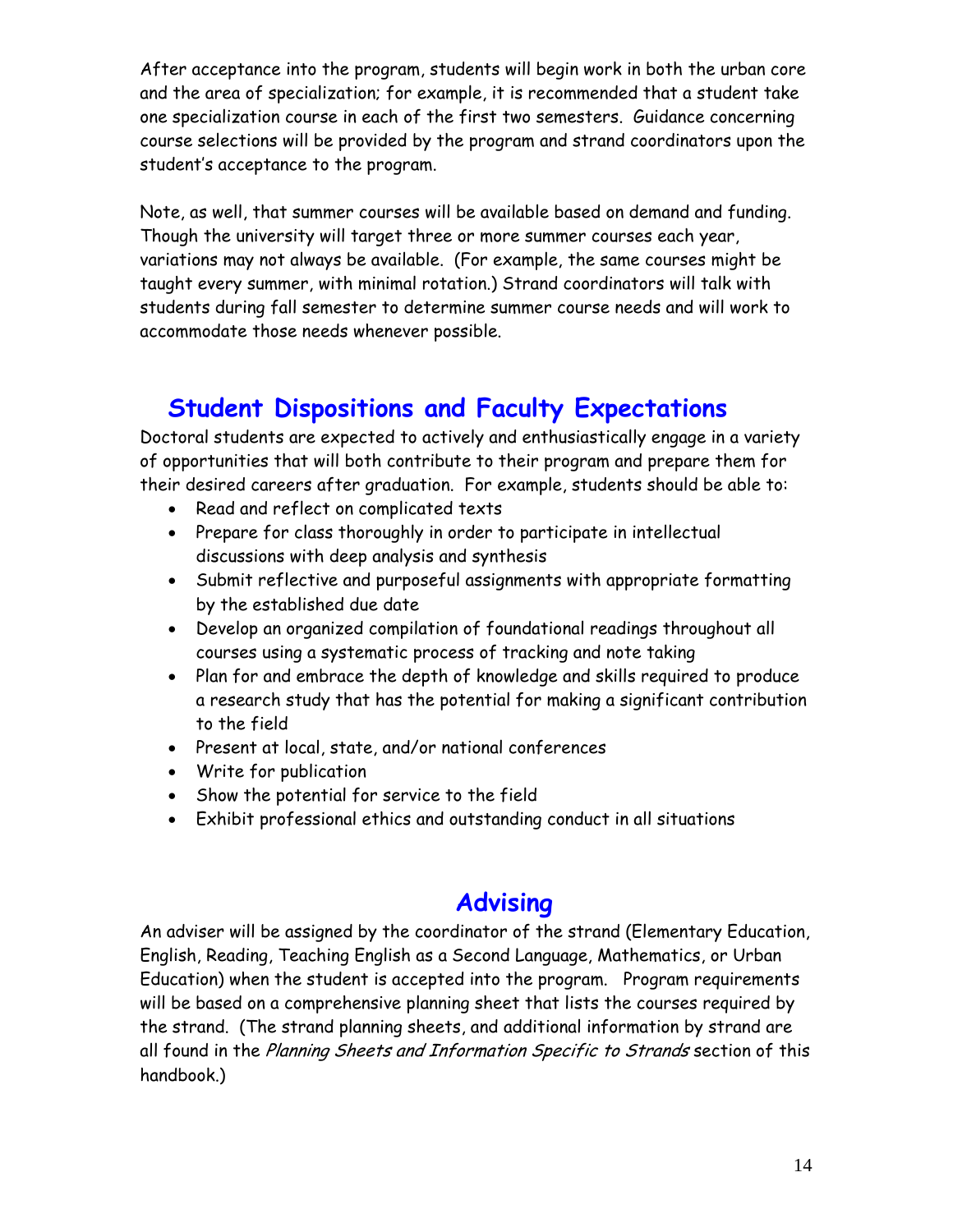After acceptance into the program, students will begin work in both the urban core and the area of specialization; for example, it is recommended that a student take one specialization course in each of the first two semesters. Guidance concerning course selections will be provided by the program and strand coordinators upon the student's acceptance to the program.

Note, as well, that summer courses will be available based on demand and funding. Though the university will target three or more summer courses each year, variations may not always be available. (For example, the same courses might be taught every summer, with minimal rotation.) Strand coordinators will talk with students during fall semester to determine summer course needs and will work to accommodate those needs whenever possible.

## Student Dispositions and Faculty Expectations

Doctoral students are expected to actively and enthusiastically engage in a variety of opportunities that will both contribute to their program and prepare them for their desired careers after graduation. For example, students should be able to:

- Read and reflect on complicated texts
- Prepare for class thoroughly in order to participate in intellectual discussions with deep analysis and synthesis
- Submit reflective and purposeful assignments with appropriate formatting by the established due date
- Develop an organized compilation of foundational readings throughout all courses using a systematic process of tracking and note taking
- Plan for and embrace the depth of knowledge and skills required to produce a research study that has the potential for making a significant contribution to the field
- Present at local, state, and/or national conferences
- Write for publication
- Show the potential for service to the field
- Exhibit professional ethics and outstanding conduct in all situations

## Advising

An adviser will be assigned by the coordinator of the strand (Elementary Education, English, Reading, Teaching English as a Second Language, Mathematics, or Urban Education) when the student is accepted into the program. Program requirements will be based on a comprehensive planning sheet that lists the courses required by the strand. (The strand planning sheets, and additional information by strand are all found in the *Planning Sheets and Information Specific to Strands* section of this handbook.)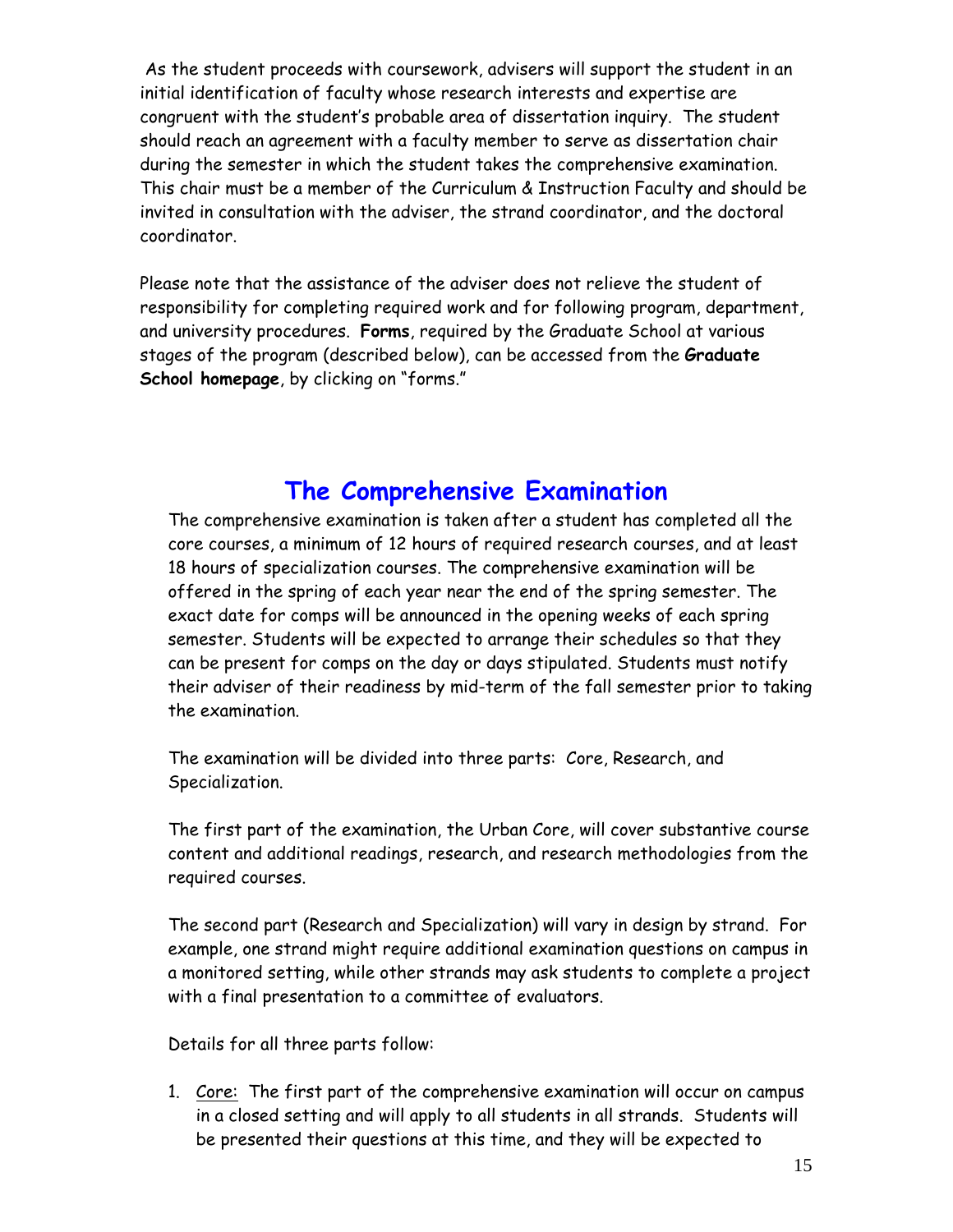As the student proceeds with coursework, advisers will support the student in an initial identification of faculty whose research interests and expertise are congruent with the student's probable area of dissertation inquiry. The student should reach an agreement with a faculty member to serve as dissertation chair during the semester in which the student takes the comprehensive examination. This chair must be a member of the Curriculum & Instruction Faculty and should be invited in consultation with the adviser, the strand coordinator, and the doctoral coordinator.

Please note that the assistance of the adviser does not relieve the student of responsibility for completing required work and for following program, department, and university procedures. **Forms**, required by the Graduate School at various stages of the program (described below), can be accessed from the **Graduate School homepage**, by clicking on "forms."

## The Comprehensive Examination

The comprehensive examination is taken after a student has completed all the core courses, a minimum of 12 hours of required research courses, and at least 18 hours of specialization courses. The comprehensive examination will be offered in the spring of each year near the end of the spring semester. The exact date for comps will be announced in the opening weeks of each spring semester. Students will be expected to arrange their schedules so that they can be present for comps on the day or days stipulated. Students must notify their adviser of their readiness by mid-term of the fall semester prior to taking the examination.

The examination will be divided into three parts: Core, Research, and Specialization.

The first part of the examination, the Urban Core, will cover substantive course content and additional readings, research, and research methodologies from the required courses.

The second part (Research and Specialization) will vary in design by strand. For example, one strand might require additional examination questions on campus in a monitored setting, while other strands may ask students to complete a project with a final presentation to a committee of evaluators.

Details for all three parts follow:

1. Core: The first part of the comprehensive examination will occur on campus in a closed setting and will apply to all students in all strands. Students will be presented their questions at this time, and they will be expected to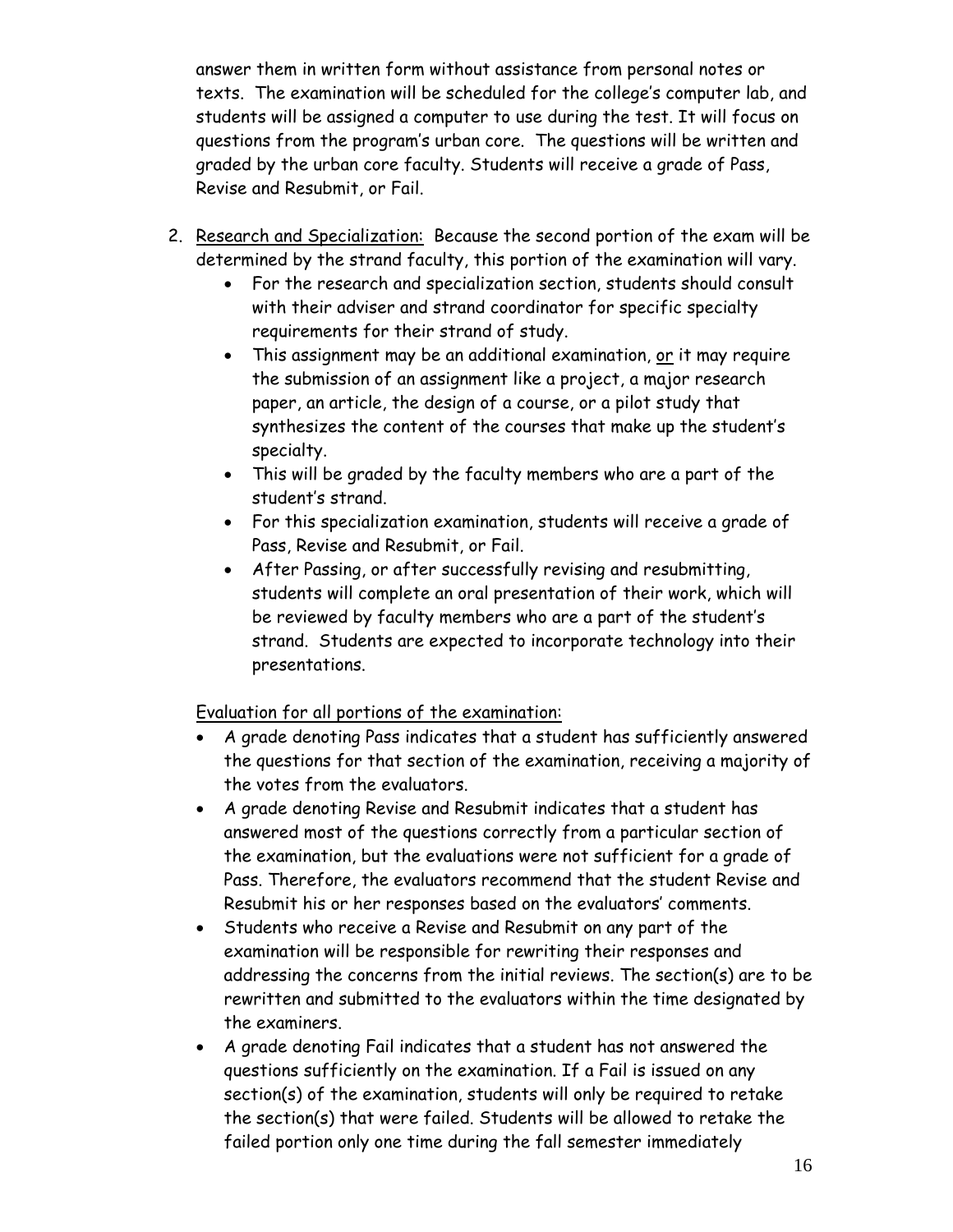answer them in written form without assistance from personal notes or texts. The examination will be scheduled for the college's computer lab, and students will be assigned a computer to use during the test. It will focus on questions from the program's urban core. The questions will be written and graded by the urban core faculty. Students will receive a grade of Pass, Revise and Resubmit, or Fail.

2. <u>Research and Specialization:</u> Because the second portion of the exam will be determined by the strand faculty, this portion of the examination will vary.
   - For the research and specialization section, students should consult with their adviser and strand coordinator for specific specialty requirements for their strand of study.
   - This assignment may be an additional examination, <u>or</u> it may require the submission of an assignment like a project, a major research paper, an article, the design of a course, or a pilot study that synthesizes the content of the courses that make up the student's specialty.
   - This will be graded by the faculty members who are a part of the student's strand.
   - For this specialization examination, students will receive a grade of Pass, Revise and Resubmit, or Fail.
   - After Passing, or after successfully revising and resubmitting, students will complete an oral presentation of their work, which will be reviewed by faculty members who are a part of the student's strand. Students are expected to incorporate technology into their presentations.

<u>Evaluation for all portions of the examination:</u>

- A grade denoting Pass indicates that a student has sufficiently answered the questions for that section of the examination, receiving a majority of the votes from the evaluators.
- A grade denoting Revise and Resubmit indicates that a student has answered most of the questions correctly from a particular section of the examination, but the evaluations were not sufficient for a grade of Pass. Therefore, the evaluators recommend that the student Revise and Resubmit his or her responses based on the evaluators' comments.
- Students who receive a Revise and Resubmit on any part of the examination will be responsible for rewriting their responses and addressing the concerns from the initial reviews. The section(s) are to be rewritten and submitted to the evaluators within the time designated by the examiners.
- A grade denoting Fail indicates that a student has not answered the questions sufficiently on the examination. If a Fail is issued on any section(s) of the examination, students will only be required to retake the section(s) that were failed. Students will be allowed to retake the failed portion only one time during the fall semester immediately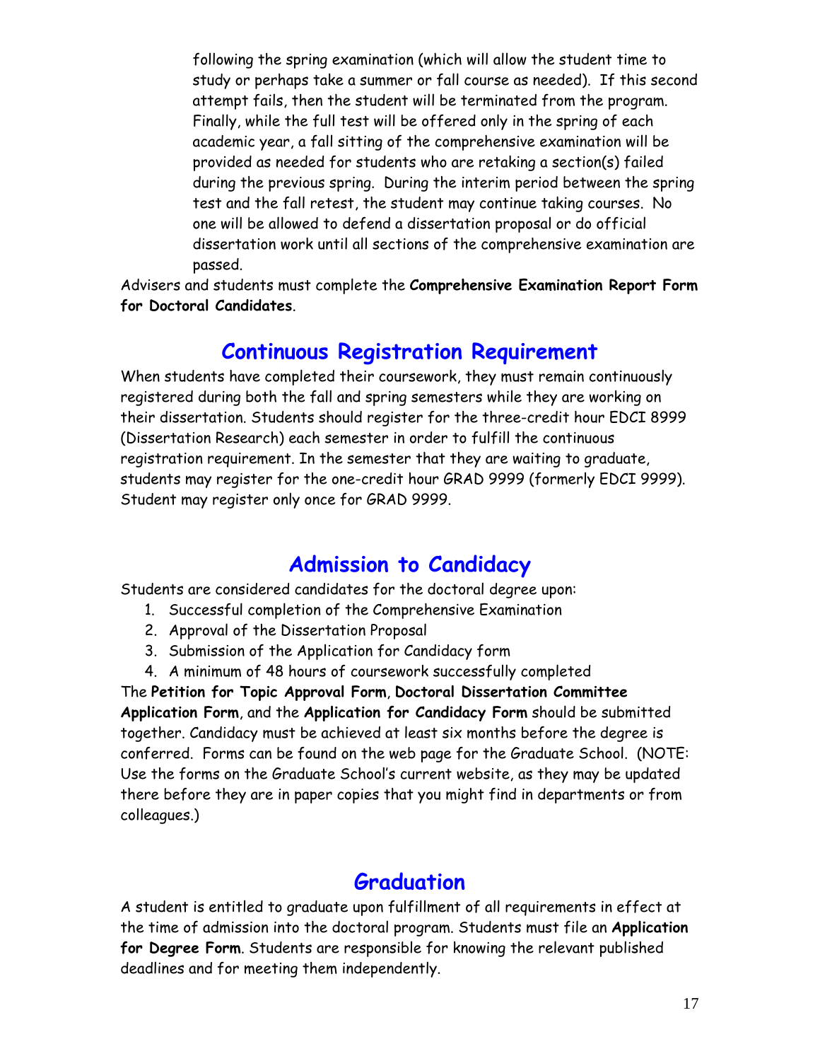following the spring examination (which will allow the student time to study or perhaps take a summer or fall course as needed). If this second attempt fails, then the student will be terminated from the program. Finally, while the full test will be offered only in the spring of each academic year, a fall sitting of the comprehensive examination will be provided as needed for students who are retaking a section(s) failed during the previous spring. During the interim period between the spring test and the fall retest, the student may continue taking courses. No one will be allowed to defend a dissertation proposal or do official dissertation work until all sections of the comprehensive examination are passed.

Advisers and students must complete the **Comprehensive Examination Report Form for Doctoral Candidates**.

## Continuous Registration Requirement

When students have completed their coursework, they must remain continuously registered during both the fall and spring semesters while they are working on their dissertation. Students should register for the three-credit hour EDCI 8999 (Dissertation Research) each semester in order to fulfill the continuous registration requirement. In the semester that they are waiting to graduate, students may register for the one-credit hour GRAD 9999 (formerly EDCI 9999). Student may register only once for GRAD 9999.

## Admission to Candidacy

Students are considered candidates for the doctoral degree upon:

1. Successful completion of the Comprehensive Examination
2. Approval of the Dissertation Proposal
3. Submission of the Application for Candidacy form
4. A minimum of 48 hours of coursework successfully completed

The **Petition for Topic Approval Form**, **Doctoral Dissertation Committee Application Form**, and the **Application for Candidacy Form** should be submitted together. Candidacy must be achieved at least six months before the degree is conferred. Forms can be found on the web page for the Graduate School. (NOTE: Use the forms on the Graduate School's current website, as they may be updated there before they are in paper copies that you might find in departments or from colleagues.)

## Graduation

A student is entitled to graduate upon fulfillment of all requirements in effect at the time of admission into the doctoral program. Students must file an **Application for Degree Form**. Students are responsible for knowing the relevant published deadlines and for meeting them independently.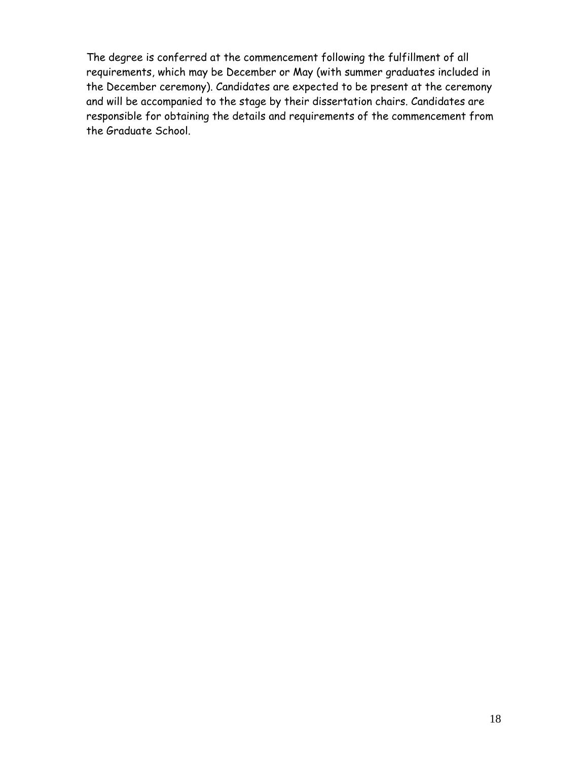The degree is conferred at the commencement following the fulfillment of all requirements, which may be December or May (with summer graduates included in the December ceremony). Candidates are expected to be present at the ceremony and will be accompanied to the stage by their dissertation chairs. Candidates are responsible for obtaining the details and requirements of the commencement from the Graduate School.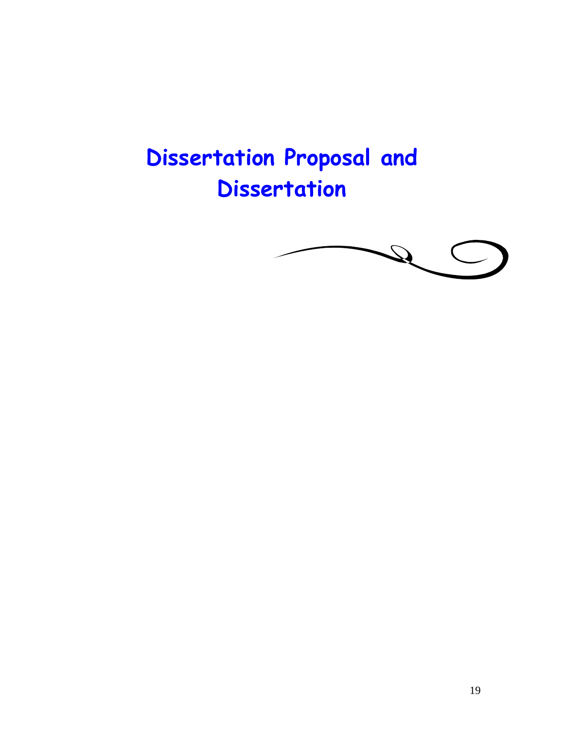# Dissertation Proposal and Dissertation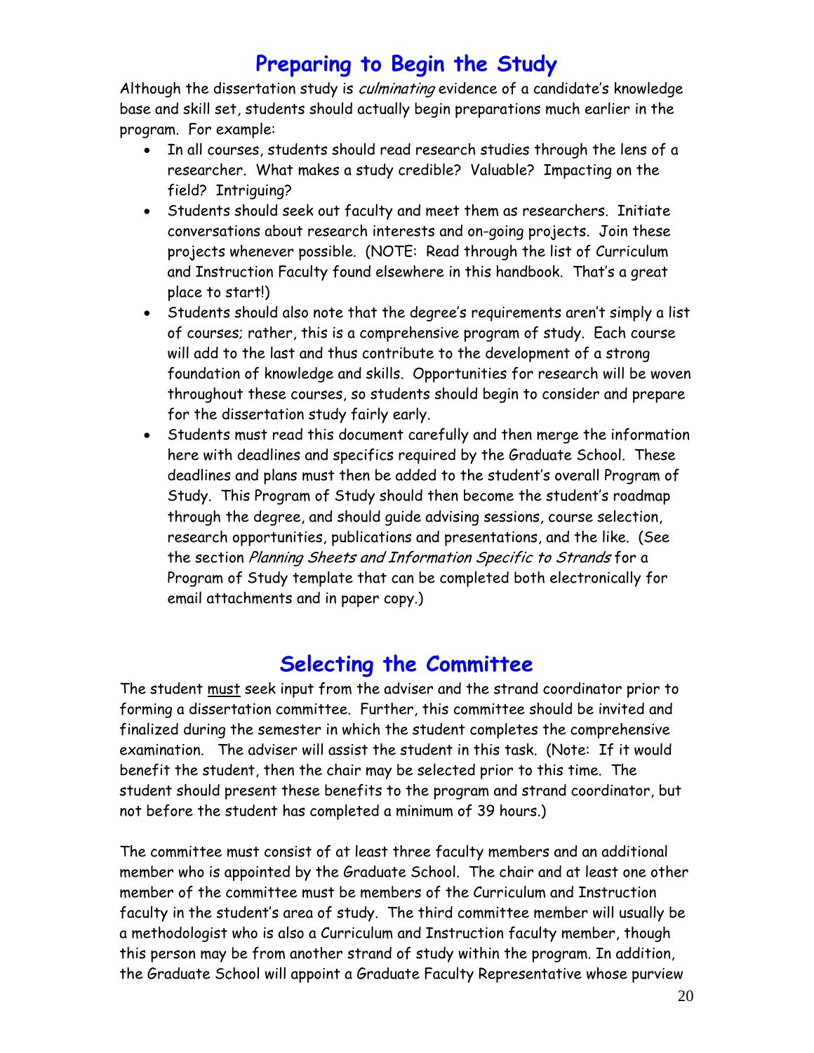## Preparing to Begin the Study

Although the dissertation study is *culminating* evidence of a candidate's knowledge base and skill set, students should actually begin preparations much earlier in the program. For example:

- In all courses, students should read research studies through the lens of a researcher. What makes a study credible? Valuable? Impacting on the field? Intriguing?
- Students should seek out faculty and meet them as researchers. Initiate conversations about research interests and on-going projects. Join these projects whenever possible. (NOTE: Read through the list of Curriculum and Instruction Faculty found elsewhere in this handbook. That's a great place to start!)
- Students should also note that the degree's requirements aren't simply a list of courses; rather, this is a comprehensive program of study. Each course will add to the last and thus contribute to the development of a strong foundation of knowledge and skills. Opportunities for research will be woven throughout these courses, so students should begin to consider and prepare for the dissertation study fairly early.
- Students must read this document carefully and then merge the information here with deadlines and specifics required by the Graduate School. These deadlines and plans must then be added to the student's overall Program of Study. This Program of Study should then become the student's roadmap through the degree, and should guide advising sessions, course selection, research opportunities, publications and presentations, and the like. (See the section *Planning Sheets and Information Specific to Strands* for a Program of Study template that can be completed both electronically for email attachments and in paper copy.)

## Selecting the Committee

The student <u>must</u> seek input from the adviser and the strand coordinator prior to forming a dissertation committee. Further, this committee should be invited and finalized during the semester in which the student completes the comprehensive examination. The adviser will assist the student in this task. (Note: If it would benefit the student, then the chair may be selected prior to this time. The student should present these benefits to the program and strand coordinator, but not before the student has completed a minimum of 39 hours.)

The committee must consist of at least three faculty members and an additional member who is appointed by the Graduate School. The chair and at least one other member of the committee must be members of the Curriculum and Instruction faculty in the student's area of study. The third committee member will usually be a methodologist who is also a Curriculum and Instruction faculty member, though this person may be from another strand of study within the program. In addition, the Graduate School will appoint a Graduate Faculty Representative whose purview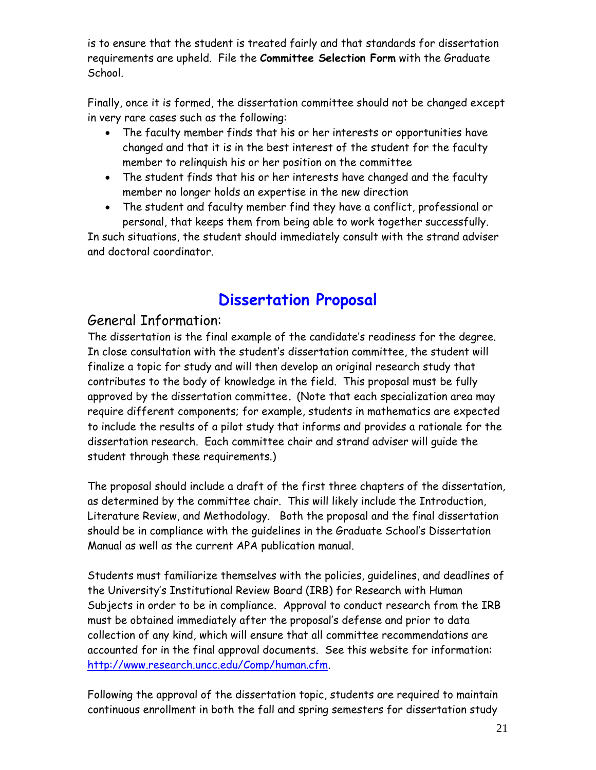is to ensure that the student is treated fairly and that standards for dissertation requirements are upheld. File the **Committee Selection Form** with the Graduate School.

Finally, once it is formed, the dissertation committee should not be changed except in very rare cases such as the following:

- The faculty member finds that his or her interests or opportunities have changed and that it is in the best interest of the student for the faculty member to relinquish his or her position on the committee
- The student finds that his or her interests have changed and the faculty member no longer holds an expertise in the new direction
- The student and faculty member find they have a conflict, professional or personal, that keeps them from being able to work together successfully.

In such situations, the student should immediately consult with the strand adviser and doctoral coordinator.

# Dissertation Proposal

## General Information:

The dissertation is the final example of the candidate's readiness for the degree. In close consultation with the student's dissertation committee, the student will finalize a topic for study and will then develop an original research study that contributes to the body of knowledge in the field. This proposal must be fully approved by the dissertation committee. (Note that each specialization area may require different components; for example, students in mathematics are expected to include the results of a pilot study that informs and provides a rationale for the dissertation research. Each committee chair and strand adviser will guide the student through these requirements.)

The proposal should include a draft of the first three chapters of the dissertation, as determined by the committee chair. This will likely include the Introduction, Literature Review, and Methodology. Both the proposal and the final dissertation should be in compliance with the guidelines in the Graduate School's Dissertation Manual as well as the current APA publication manual.

Students must familiarize themselves with the policies, guidelines, and deadlines of the University's Institutional Review Board (IRB) for Research with Human Subjects in order to be in compliance. Approval to conduct research from the IRB must be obtained immediately after the proposal's defense and prior to data collection of any kind, which will ensure that all committee recommendations are accounted for in the final approval documents. See this website for information: http://www.research.uncc.edu/Comp/human.cfm.

Following the approval of the dissertation topic, students are required to maintain continuous enrollment in both the fall and spring semesters for dissertation study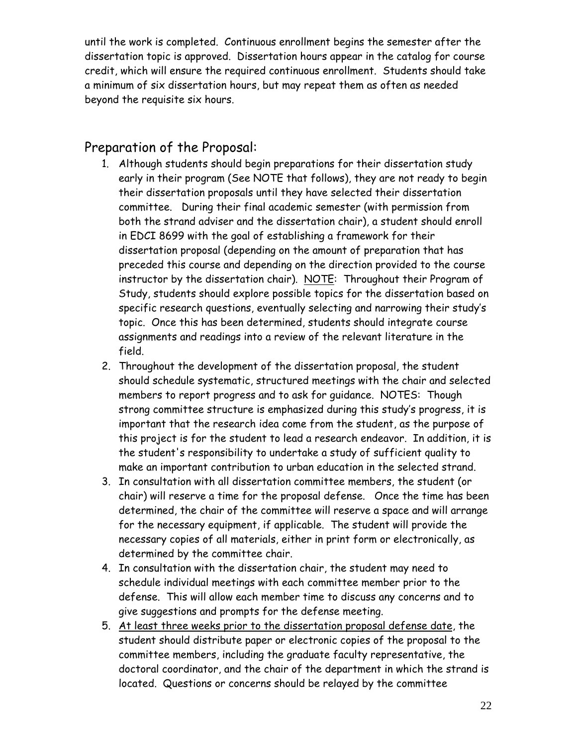until the work is completed. Continuous enrollment begins the semester after the dissertation topic is approved. Dissertation hours appear in the catalog for course credit, which will ensure the required continuous enrollment. Students should take a minimum of six dissertation hours, but may repeat them as often as needed beyond the requisite six hours.

## Preparation of the Proposal:

1. Although students should begin preparations for their dissertation study early in their program (See NOTE that follows), they are not ready to begin their dissertation proposals until they have selected their dissertation committee. During their final academic semester (with permission from both the strand adviser and the dissertation chair), a student should enroll in EDCI 8699 with the goal of establishing a framework for their dissertation proposal (depending on the amount of preparation that has preceded this course and depending on the direction provided to the course instructor by the dissertation chair). <u>NOTE</u>: Throughout their Program of Study, students should explore possible topics for the dissertation based on specific research questions, eventually selecting and narrowing their study's topic. Once this has been determined, students should integrate course assignments and readings into a review of the relevant literature in the field.
2. Throughout the development of the dissertation proposal, the student should schedule systematic, structured meetings with the chair and selected members to report progress and to ask for guidance. NOTES: Though strong committee structure is emphasized during this study's progress, it is important that the research idea come from the student, as the purpose of this project is for the student to lead a research endeavor. In addition, it is the student's responsibility to undertake a study of sufficient quality to make an important contribution to urban education in the selected strand.
3. In consultation with all dissertation committee members, the student (or chair) will reserve a time for the proposal defense. Once the time has been determined, the chair of the committee will reserve a space and will arrange for the necessary equipment, if applicable. The student will provide the necessary copies of all materials, either in print form or electronically, as determined by the committee chair.
4. In consultation with the dissertation chair, the student may need to schedule individual meetings with each committee member prior to the defense. This will allow each member time to discuss any concerns and to give suggestions and prompts for the defense meeting.
5. <u>At least three weeks prior to the dissertation proposal defense date</u>, the student should distribute paper or electronic copies of the proposal to the committee members, including the graduate faculty representative, the doctoral coordinator, and the chair of the department in which the strand is located. Questions or concerns should be relayed by the committee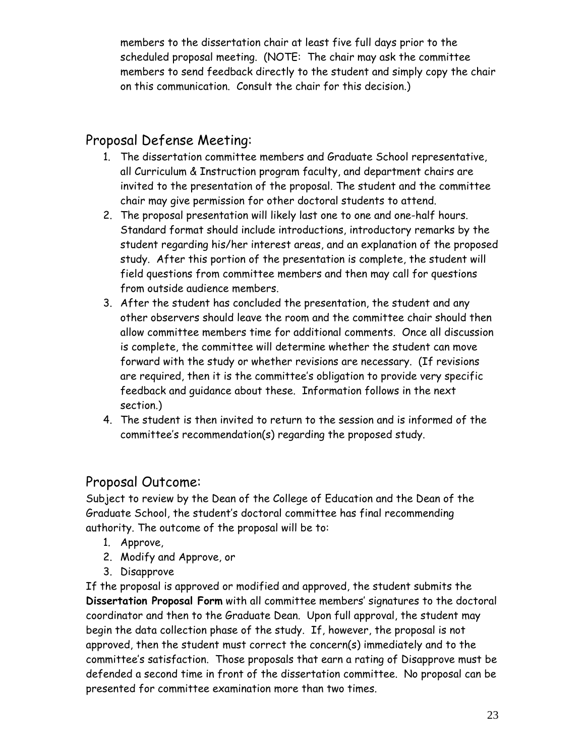members to the dissertation chair at least five full days prior to the scheduled proposal meeting. (NOTE: The chair may ask the committee members to send feedback directly to the student and simply copy the chair on this communication. Consult the chair for this decision.)

## Proposal Defense Meeting:

1. The dissertation committee members and Graduate School representative, all Curriculum & Instruction program faculty, and department chairs are invited to the presentation of the proposal. The student and the committee chair may give permission for other doctoral students to attend.
2. The proposal presentation will likely last one to one and one-half hours. Standard format should include introductions, introductory remarks by the student regarding his/her interest areas, and an explanation of the proposed study. After this portion of the presentation is complete, the student will field questions from committee members and then may call for questions from outside audience members.
3. After the student has concluded the presentation, the student and any other observers should leave the room and the committee chair should then allow committee members time for additional comments. Once all discussion is complete, the committee will determine whether the student can move forward with the study or whether revisions are necessary. (If revisions are required, then it is the committee's obligation to provide very specific feedback and guidance about these. Information follows in the next section.)
4. The student is then invited to return to the session and is informed of the committee's recommendation(s) regarding the proposed study.

## Proposal Outcome:

Subject to review by the Dean of the College of Education and the Dean of the Graduate School, the student's doctoral committee has final recommending authority. The outcome of the proposal will be to:

1. Approve,
2. Modify and Approve, or
3. Disapprove

If the proposal is approved or modified and approved, the student submits the **Dissertation Proposal Form** with all committee members' signatures to the doctoral coordinator and then to the Graduate Dean. Upon full approval, the student may begin the data collection phase of the study. If, however, the proposal is not approved, then the student must correct the concern(s) immediately and to the committee's satisfaction. Those proposals that earn a rating of Disapprove must be defended a second time in front of the dissertation committee. No proposal can be presented for committee examination more than two times.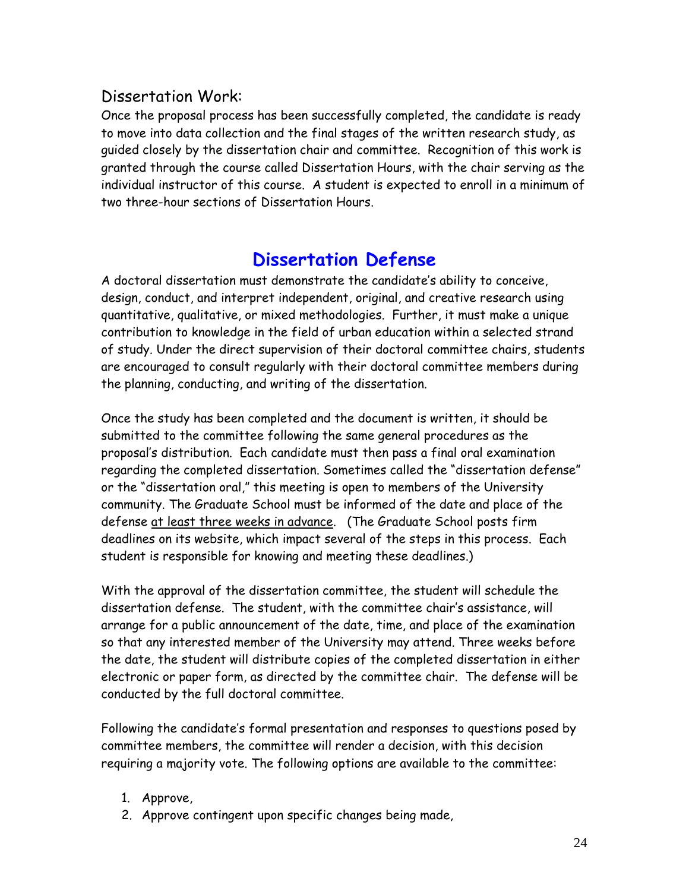### Dissertation Work:

Once the proposal process has been successfully completed, the candidate is ready to move into data collection and the final stages of the written research study, as guided closely by the dissertation chair and committee. Recognition of this work is granted through the course called Dissertation Hours, with the chair serving as the individual instructor of this course. A student is expected to enroll in a minimum of two three-hour sections of Dissertation Hours.

## Dissertation Defense

A doctoral dissertation must demonstrate the candidate's ability to conceive, design, conduct, and interpret independent, original, and creative research using quantitative, qualitative, or mixed methodologies. Further, it must make a unique contribution to knowledge in the field of urban education within a selected strand of study. Under the direct supervision of their doctoral committee chairs, students are encouraged to consult regularly with their doctoral committee members during the planning, conducting, and writing of the dissertation.

Once the study has been completed and the document is written, it should be submitted to the committee following the same general procedures as the proposal's distribution. Each candidate must then pass a final oral examination regarding the completed dissertation. Sometimes called the "dissertation defense" or the "dissertation oral," this meeting is open to members of the University community. The Graduate School must be informed of the date and place of the defense <u>at least three weeks in advance</u>. (The Graduate School posts firm deadlines on its website, which impact several of the steps in this process. Each student is responsible for knowing and meeting these deadlines.)

With the approval of the dissertation committee, the student will schedule the dissertation defense. The student, with the committee chair's assistance, will arrange for a public announcement of the date, time, and place of the examination so that any interested member of the University may attend. Three weeks before the date, the student will distribute copies of the completed dissertation in either electronic or paper form, as directed by the committee chair. The defense will be conducted by the full doctoral committee.

Following the candidate's formal presentation and responses to questions posed by committee members, the committee will render a decision, with this decision requiring a majority vote. The following options are available to the committee:

1. Approve,
2. Approve contingent upon specific changes being made,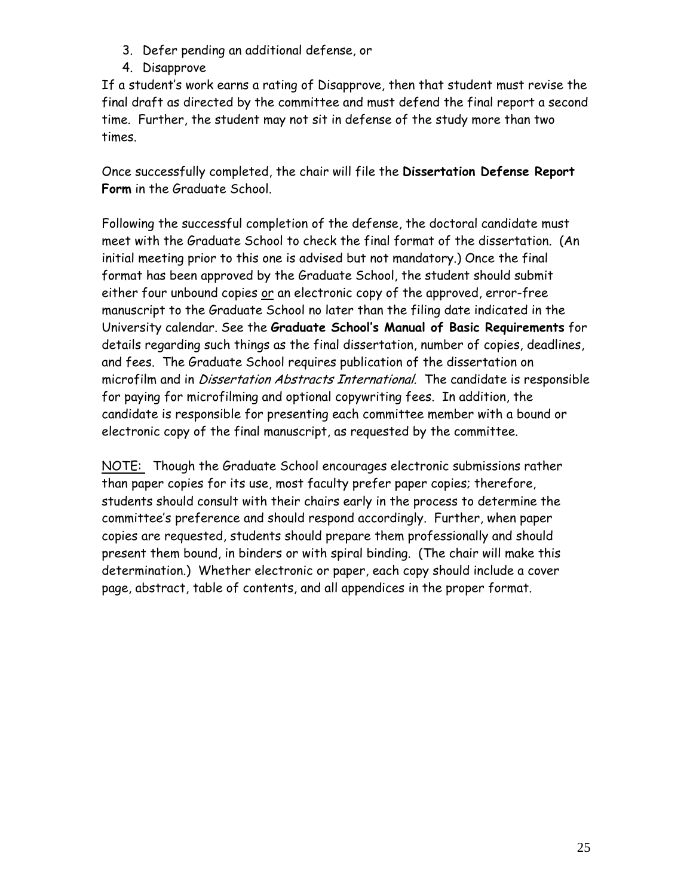3. Defer pending an additional defense, or
4. Disapprove

If a student's work earns a rating of Disapprove, then that student must revise the final draft as directed by the committee and must defend the final report a second time. Further, the student may not sit in defense of the study more than two times.

Once successfully completed, the chair will file the **Dissertation Defense Report Form** in the Graduate School.

Following the successful completion of the defense, the doctoral candidate must meet with the Graduate School to check the final format of the dissertation. (An initial meeting prior to this one is advised but not mandatory.) Once the final format has been approved by the Graduate School, the student should submit either four unbound copies <u>or</u> an electronic copy of the approved, error-free manuscript to the Graduate School no later than the filing date indicated in the University calendar. See the **Graduate School's Manual of Basic Requirements** for details regarding such things as the final dissertation, number of copies, deadlines, and fees. The Graduate School requires publication of the dissertation on microfilm and in *Dissertation Abstracts International*. The candidate is responsible for paying for microfilming and optional copywriting fees. In addition, the candidate is responsible for presenting each committee member with a bound or electronic copy of the final manuscript, as requested by the committee.

<u>NOTE:</u> Though the Graduate School encourages electronic submissions rather than paper copies for its use, most faculty prefer paper copies; therefore, students should consult with their chairs early in the process to determine the committee's preference and should respond accordingly. Further, when paper copies are requested, students should prepare them professionally and should present them bound, in binders or with spiral binding. (The chair will make this determination.) Whether electronic or paper, each copy should include a cover page, abstract, table of contents, and all appendices in the proper format.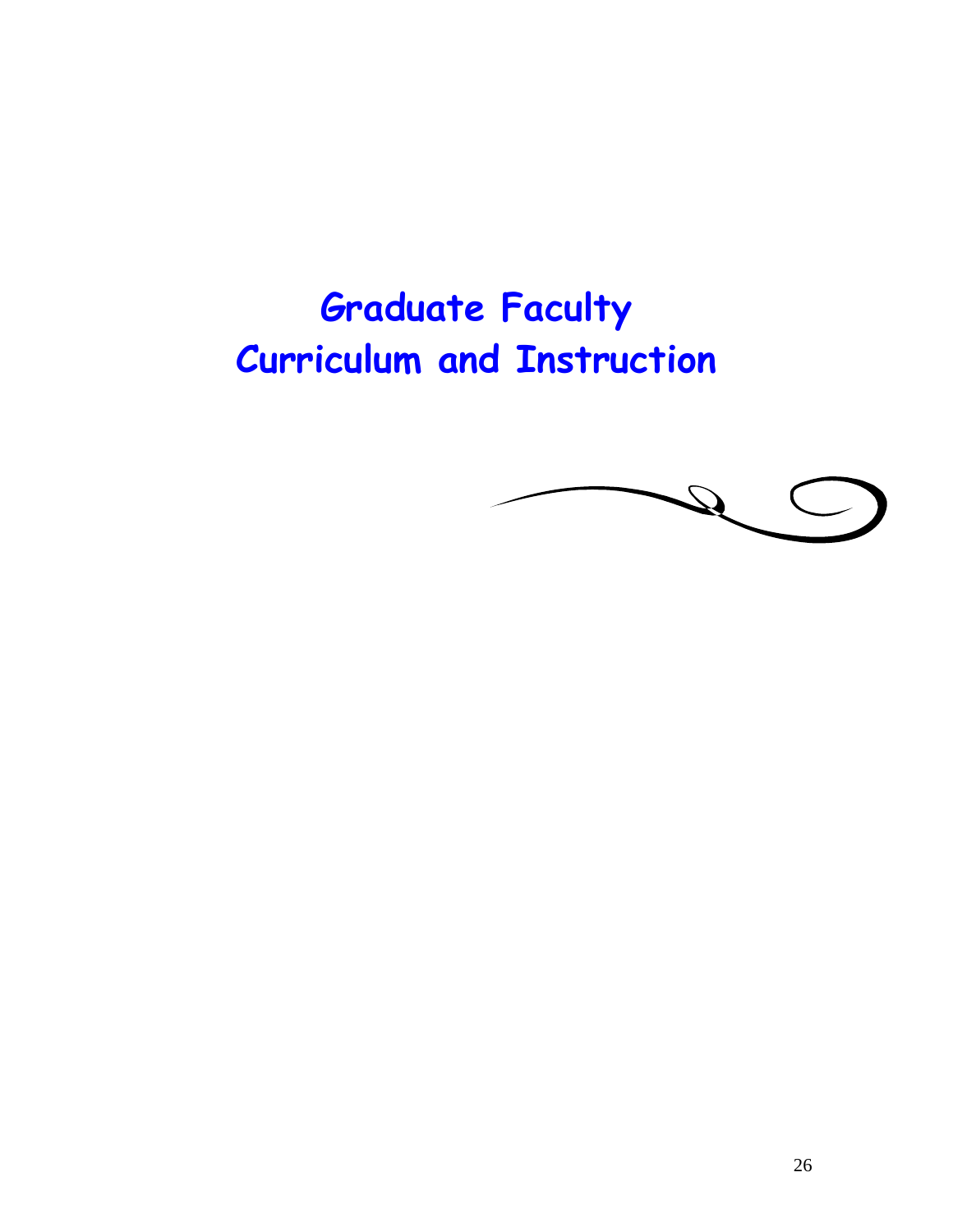# Graduate Faculty
# Curriculum and Instruction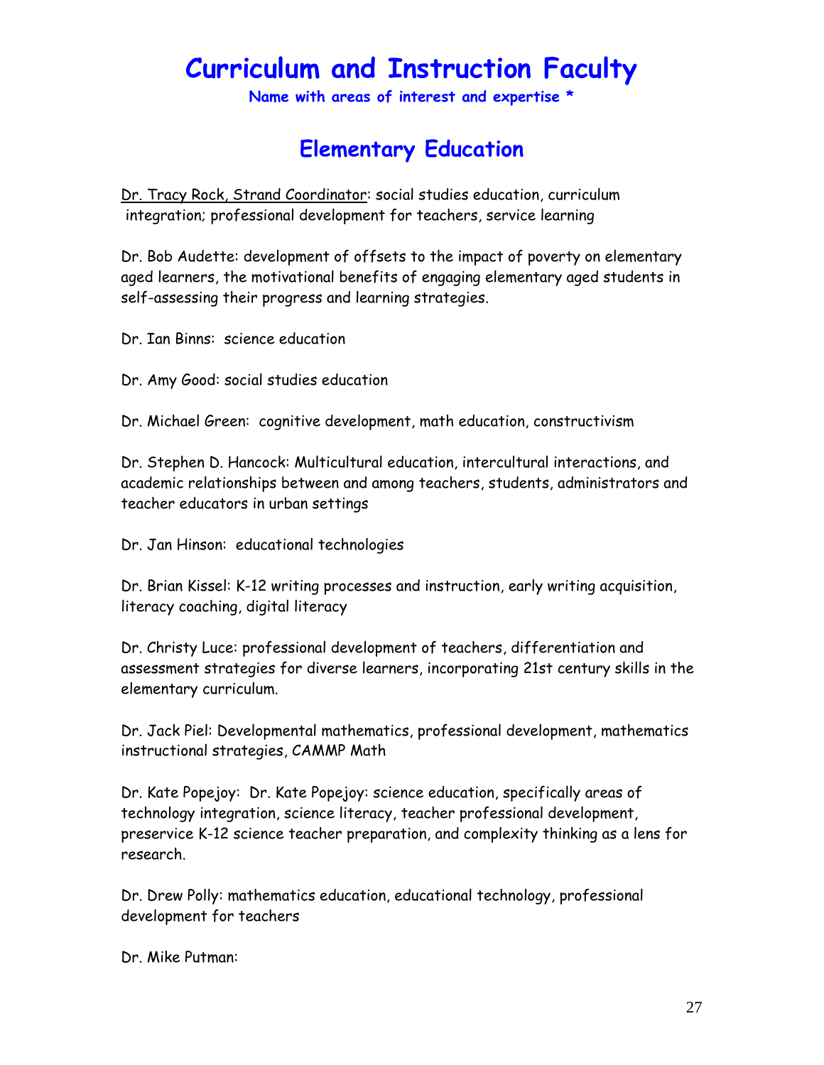# Curriculum and Instruction Faculty

**Name with areas of interest and expertise ***

## Elementary Education

Dr. Tracy Rock, Strand Coordinator: social studies education, curriculum integration; professional development for teachers, service learning

Dr. Bob Audette: development of offsets to the impact of poverty on elementary aged learners, the motivational benefits of engaging elementary aged students in self-assessing their progress and learning strategies.

Dr. Ian Binns: science education

Dr. Amy Good: social studies education

Dr. Michael Green: cognitive development, math education, constructivism

Dr. Stephen D. Hancock: Multicultural education, intercultural interactions, and academic relationships between and among teachers, students, administrators and teacher educators in urban settings

Dr. Jan Hinson: educational technologies

Dr. Brian Kissel: K-12 writing processes and instruction, early writing acquisition, literacy coaching, digital literacy

Dr. Christy Luce: professional development of teachers, differentiation and assessment strategies for diverse learners, incorporating 21st century skills in the elementary curriculum.

Dr. Jack Piel: Developmental mathematics, professional development, mathematics instructional strategies, CAMMP Math

Dr. Kate Popejoy: Dr. Kate Popejoy: science education, specifically areas of technology integration, science literacy, teacher professional development, preservice K-12 science teacher preparation, and complexity thinking as a lens for research.

Dr. Drew Polly: mathematics education, educational technology, professional development for teachers

Dr. Mike Putman: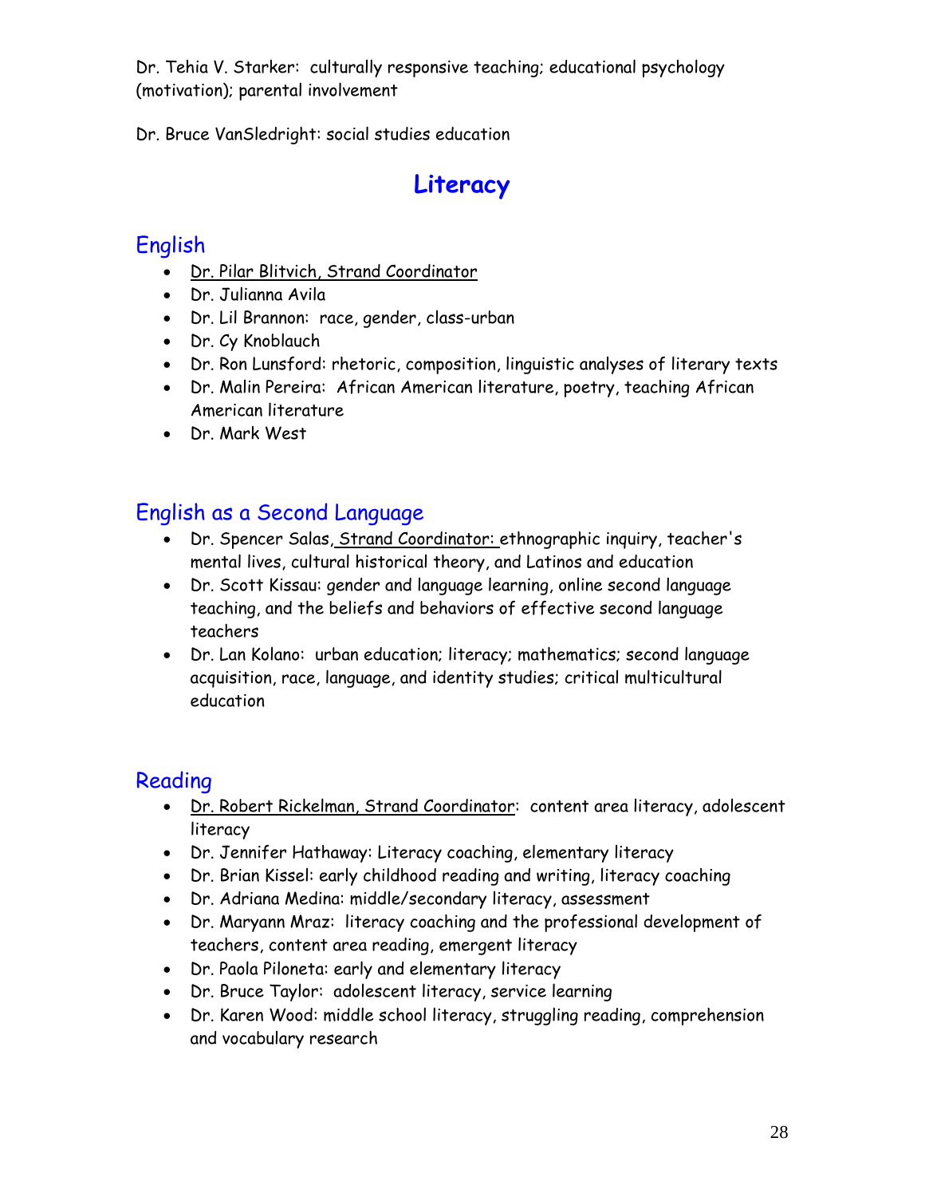Dr. Tehia V. Starker: culturally responsive teaching; educational psychology (motivation); parental involvement

Dr. Bruce VanSledright: social studies education

# Literacy

## English

- Dr. Pilar Blitvich, Strand Coordinator
- Dr. Julianna Avila
- Dr. Lil Brannon: race, gender, class-urban
- Dr. Cy Knoblauch
- Dr. Ron Lunsford: rhetoric, composition, linguistic analyses of literary texts
- Dr. Malin Pereira: African American literature, poetry, teaching African American literature
- Dr. Mark West

## English as a Second Language

- Dr. Spencer Salas, Strand Coordinator: ethnographic inquiry, teacher's mental lives, cultural historical theory, and Latinos and education
- Dr. Scott Kissau: gender and language learning, online second language teaching, and the beliefs and behaviors of effective second language teachers
- Dr. Lan Kolano: urban education; literacy; mathematics; second language acquisition, race, language, and identity studies; critical multicultural education

## Reading

- Dr. Robert Rickelman, Strand Coordinator: content area literacy, adolescent literacy
- Dr. Jennifer Hathaway: Literacy coaching, elementary literacy
- Dr. Brian Kissel: early childhood reading and writing, literacy coaching
- Dr. Adriana Medina: middle/secondary literacy, assessment
- Dr. Maryann Mraz: literacy coaching and the professional development of teachers, content area reading, emergent literacy
- Dr. Paola Piloneta: early and elementary literacy
- Dr. Bruce Taylor: adolescent literacy, service learning
- Dr. Karen Wood: middle school literacy, struggling reading, comprehension and vocabulary research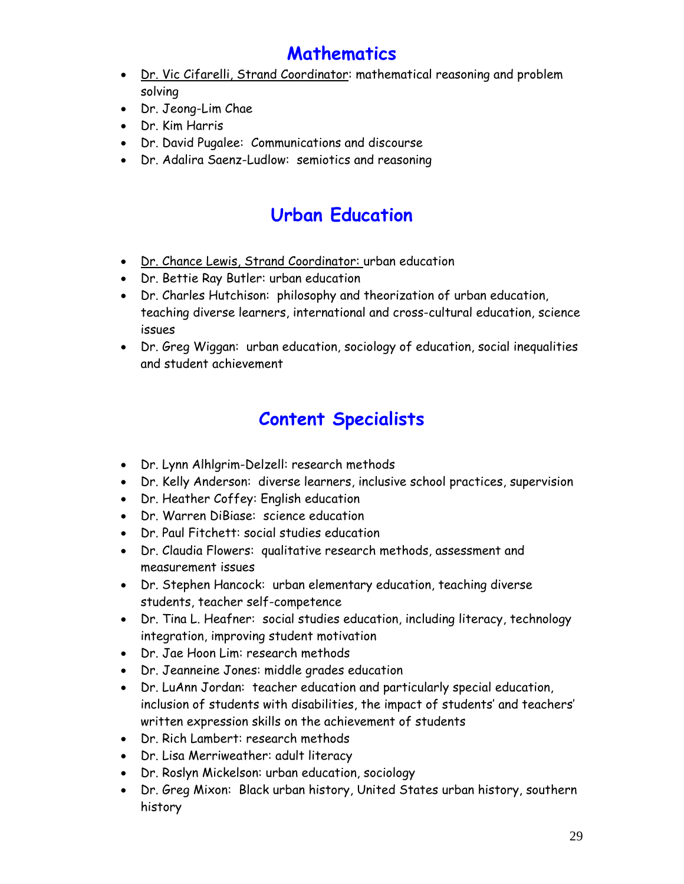## Mathematics

- <u>Dr. Vic Cifarelli, Strand Coordinator</u>: mathematical reasoning and problem solving
- Dr. Jeong-Lim Chae
- Dr. Kim Harris
- Dr. David Pugalee: Communications and discourse
- Dr. Adalira Saenz-Ludlow: semiotics and reasoning

## Urban Education

- <u>Dr. Chance Lewis, Strand Coordinator:</u> urban education
- Dr. Bettie Ray Butler: urban education
- Dr. Charles Hutchison: philosophy and theorization of urban education, teaching diverse learners, international and cross-cultural education, science issues
- Dr. Greg Wiggan: urban education, sociology of education, social inequalities and student achievement

## Content Specialists

- Dr. Lynn Alhlgrim-Delzell: research methods
- Dr. Kelly Anderson: diverse learners, inclusive school practices, supervision
- Dr. Heather Coffey: English education
- Dr. Warren DiBiase: science education
- Dr. Paul Fitchett: social studies education
- Dr. Claudia Flowers: qualitative research methods, assessment and measurement issues
- Dr. Stephen Hancock: urban elementary education, teaching diverse students, teacher self-competence
- Dr. Tina L. Heafner: social studies education, including literacy, technology integration, improving student motivation
- Dr. Jae Hoon Lim: research methods
- Dr. Jeanneine Jones: middle grades education
- Dr. LuAnn Jordan: teacher education and particularly special education, inclusion of students with disabilities, the impact of students' and teachers' written expression skills on the achievement of students
- Dr. Rich Lambert: research methods
- Dr. Lisa Merriweather: adult literacy
- Dr. Roslyn Mickelson: urban education, sociology
- Dr. Greg Mixon: Black urban history, United States urban history, southern history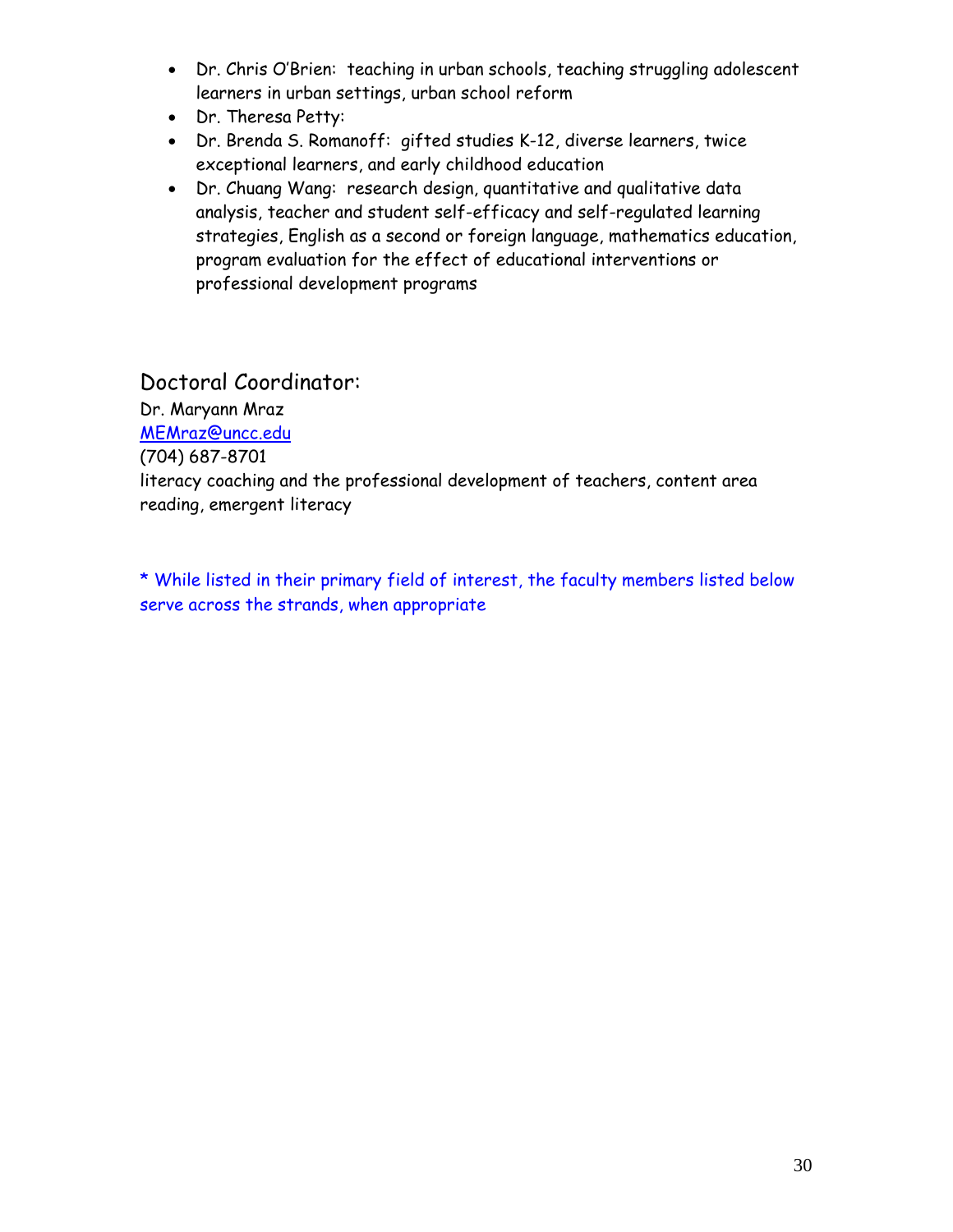- Dr. Chris O'Brien:  teaching in urban schools, teaching struggling adolescent learners in urban settings, urban school reform
- Dr. Theresa Petty:
- Dr. Brenda S. Romanoff:  gifted studies K-12, diverse learners, twice exceptional learners, and early childhood education
- Dr. Chuang Wang:  research design, quantitative and qualitative data analysis, teacher and student self-efficacy and self-regulated learning strategies, English as a second or foreign language, mathematics education, program evaluation for the effect of educational interventions or professional development programs

## Doctoral Coordinator:

Dr. Maryann Mraz
MEMraz@uncc.edu
(704) 687-8701
literacy coaching and the professional development of teachers, content area reading, emergent literacy

* While listed in their primary field of interest, the faculty members listed below serve across the strands, when appropriate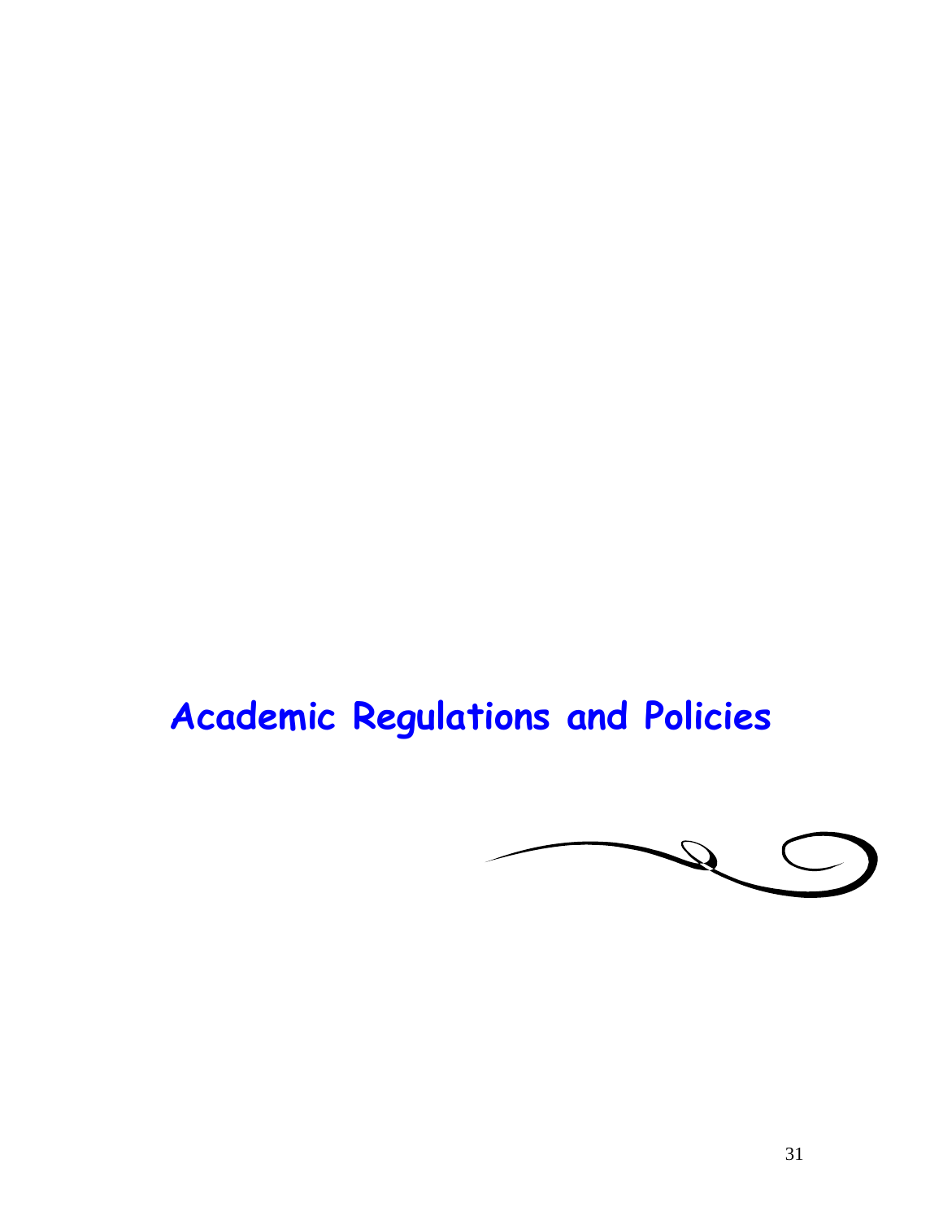# Academic Regulations and Policies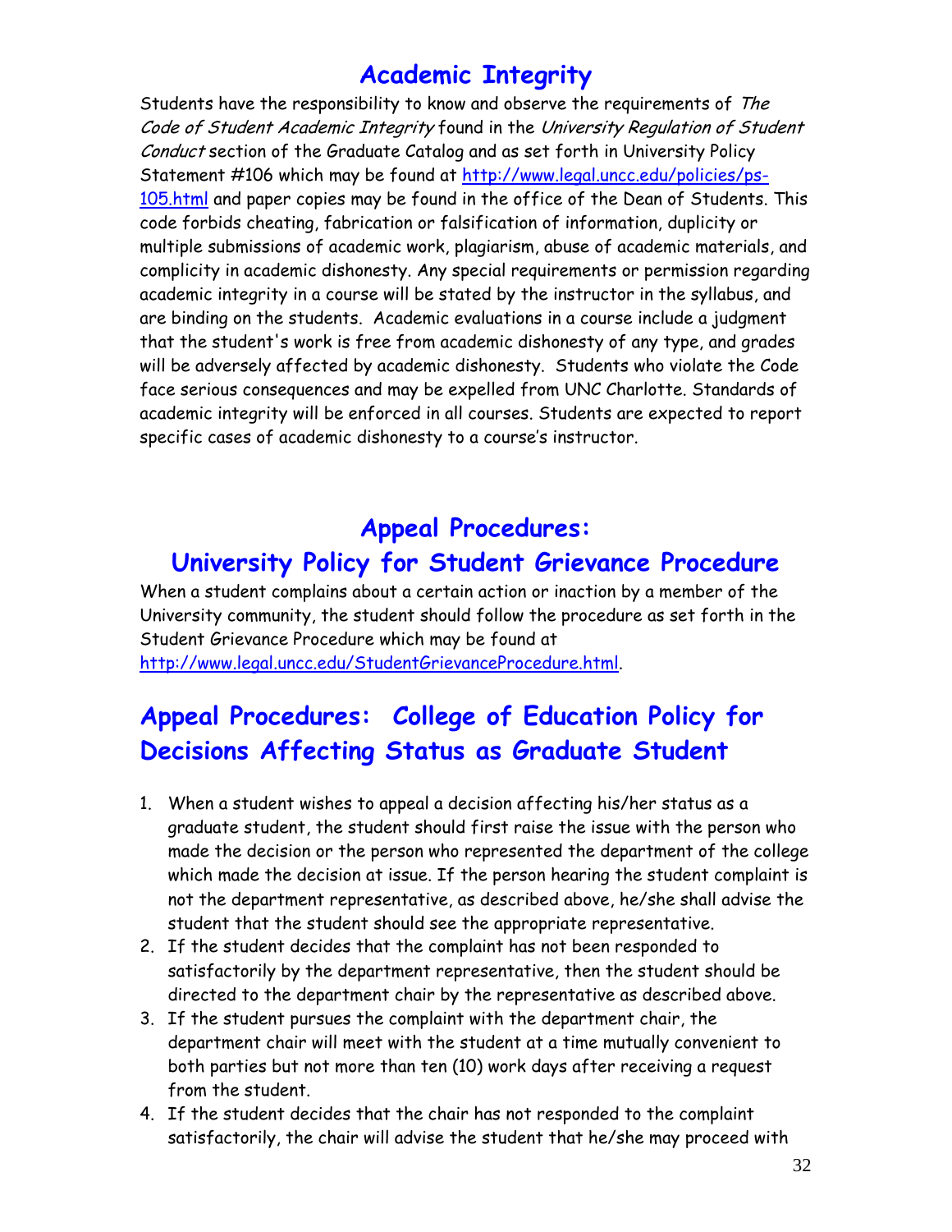## Academic Integrity

Students have the responsibility to know and observe the requirements of *The Code of Student Academic Integrity* found in the *University Regulation of Student Conduct* section of the Graduate Catalog and as set forth in University Policy Statement #106 which may be found at [http://www.legal.uncc.edu/policies/ps-105.html](http://www.legal.uncc.edu/policies/ps-105.html) and paper copies may be found in the office of the Dean of Students. This code forbids cheating, fabrication or falsification of information, duplicity or multiple submissions of academic work, plagiarism, abuse of academic materials, and complicity in academic dishonesty. Any special requirements or permission regarding academic integrity in a course will be stated by the instructor in the syllabus, and are binding on the students. Academic evaluations in a course include a judgment that the student's work is free from academic dishonesty of any type, and grades will be adversely affected by academic dishonesty. Students who violate the Code face serious consequences and may be expelled from UNC Charlotte. Standards of academic integrity will be enforced in all courses. Students are expected to report specific cases of academic dishonesty to a course's instructor.

## Appeal Procedures: University Policy for Student Grievance Procedure

When a student complains about a certain action or inaction by a member of the University community, the student should follow the procedure as set forth in the Student Grievance Procedure which may be found at [http://www.legal.uncc.edu/StudentGrievanceProcedure.html](http://www.legal.uncc.edu/StudentGrievanceProcedure.html).

## Appeal Procedures: College of Education Policy for Decisions Affecting Status as Graduate Student

1. When a student wishes to appeal a decision affecting his/her status as a graduate student, the student should first raise the issue with the person who made the decision or the person who represented the department of the college which made the decision at issue. If the person hearing the student complaint is not the department representative, as described above, he/she shall advise the student that the student should see the appropriate representative.
2. If the student decides that the complaint has not been responded to satisfactorily by the department representative, then the student should be directed to the department chair by the representative as described above.
3. If the student pursues the complaint with the department chair, the department chair will meet with the student at a time mutually convenient to both parties but not more than ten (10) work days after receiving a request from the student.
4. If the student decides that the chair has not responded to the complaint satisfactorily, the chair will advise the student that he/she may proceed with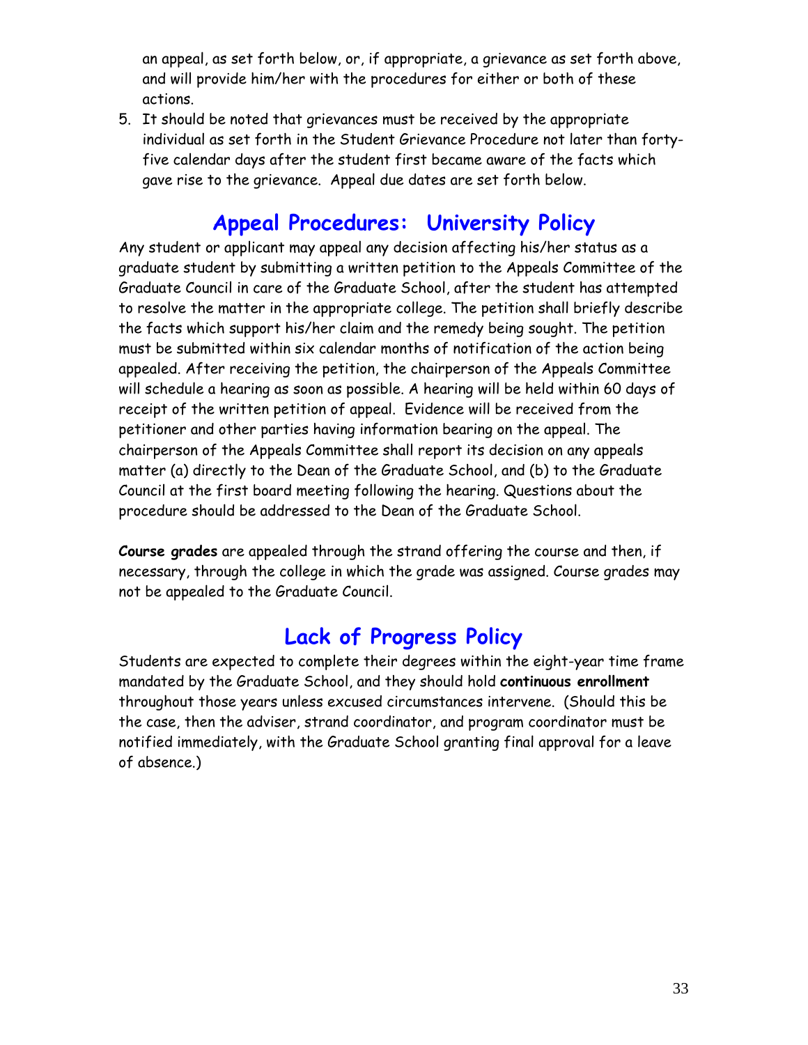an appeal, as set forth below, or, if appropriate, a grievance as set forth above, and will provide him/her with the procedures for either or both of these actions.

5. It should be noted that grievances must be received by the appropriate individual as set forth in the Student Grievance Procedure not later than forty-five calendar days after the student first became aware of the facts which gave rise to the grievance. Appeal due dates are set forth below.

## Appeal Procedures: University Policy

Any student or applicant may appeal any decision affecting his/her status as a graduate student by submitting a written petition to the Appeals Committee of the Graduate Council in care of the Graduate School, after the student has attempted to resolve the matter in the appropriate college. The petition shall briefly describe the facts which support his/her claim and the remedy being sought. The petition must be submitted within six calendar months of notification of the action being appealed. After receiving the petition, the chairperson of the Appeals Committee will schedule a hearing as soon as possible. A hearing will be held within 60 days of receipt of the written petition of appeal. Evidence will be received from the petitioner and other parties having information bearing on the appeal. The chairperson of the Appeals Committee shall report its decision on any appeals matter (a) directly to the Dean of the Graduate School, and (b) to the Graduate Council at the first board meeting following the hearing. Questions about the procedure should be addressed to the Dean of the Graduate School.

**Course grades** are appealed through the strand offering the course and then, if necessary, through the college in which the grade was assigned. Course grades may not be appealed to the Graduate Council.

## Lack of Progress Policy

Students are expected to complete their degrees within the eight-year time frame mandated by the Graduate School, and they should hold **continuous enrollment** throughout those years unless excused circumstances intervene. (Should this be the case, then the adviser, strand coordinator, and program coordinator must be notified immediately, with the Graduate School granting final approval for a leave of absence.)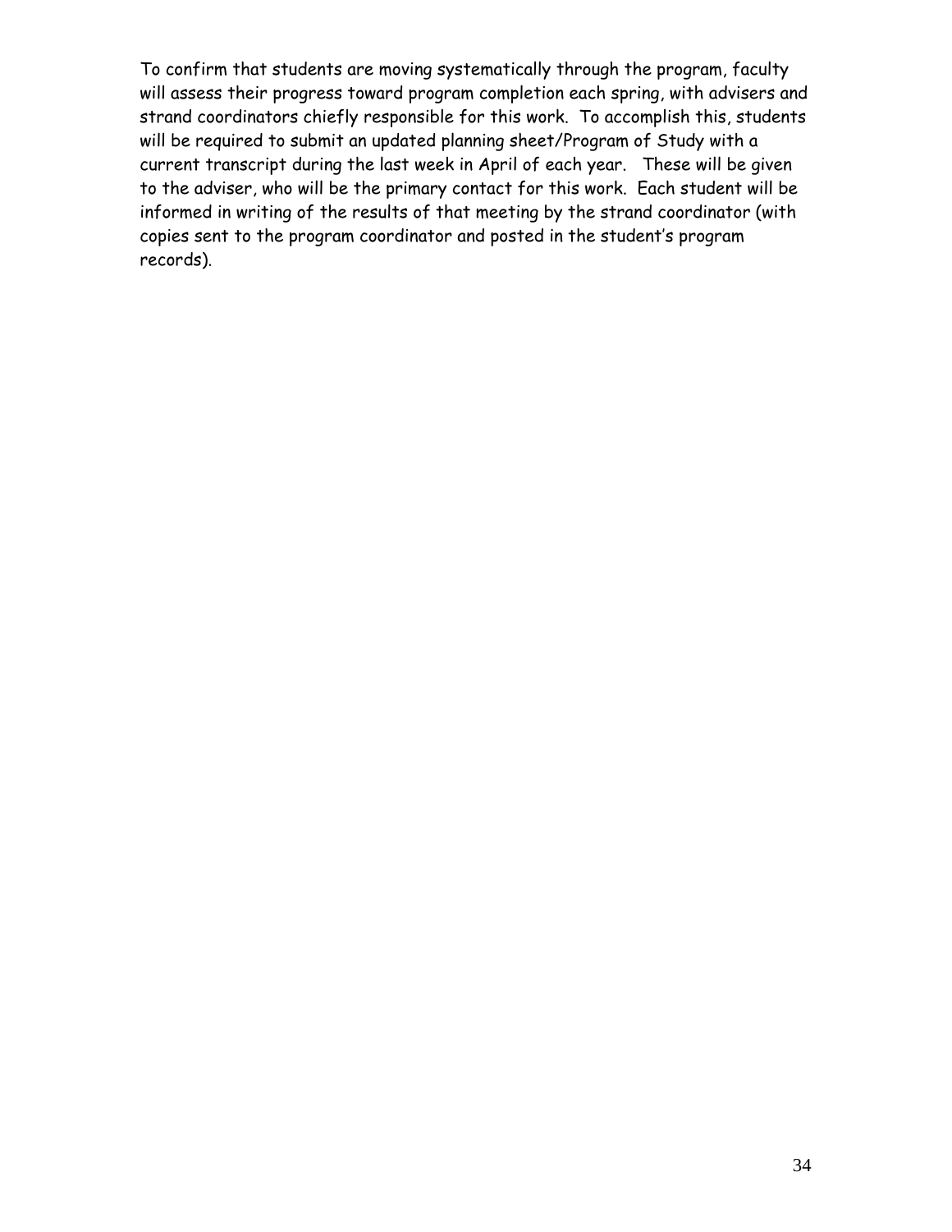To confirm that students are moving systematically through the program, faculty will assess their progress toward program completion each spring, with advisers and strand coordinators chiefly responsible for this work. To accomplish this, students will be required to submit an updated planning sheet/Program of Study with a current transcript during the last week in April of each year. These will be given to the adviser, who will be the primary contact for this work. Each student will be informed in writing of the results of that meeting by the strand coordinator (with copies sent to the program coordinator and posted in the student's program records).